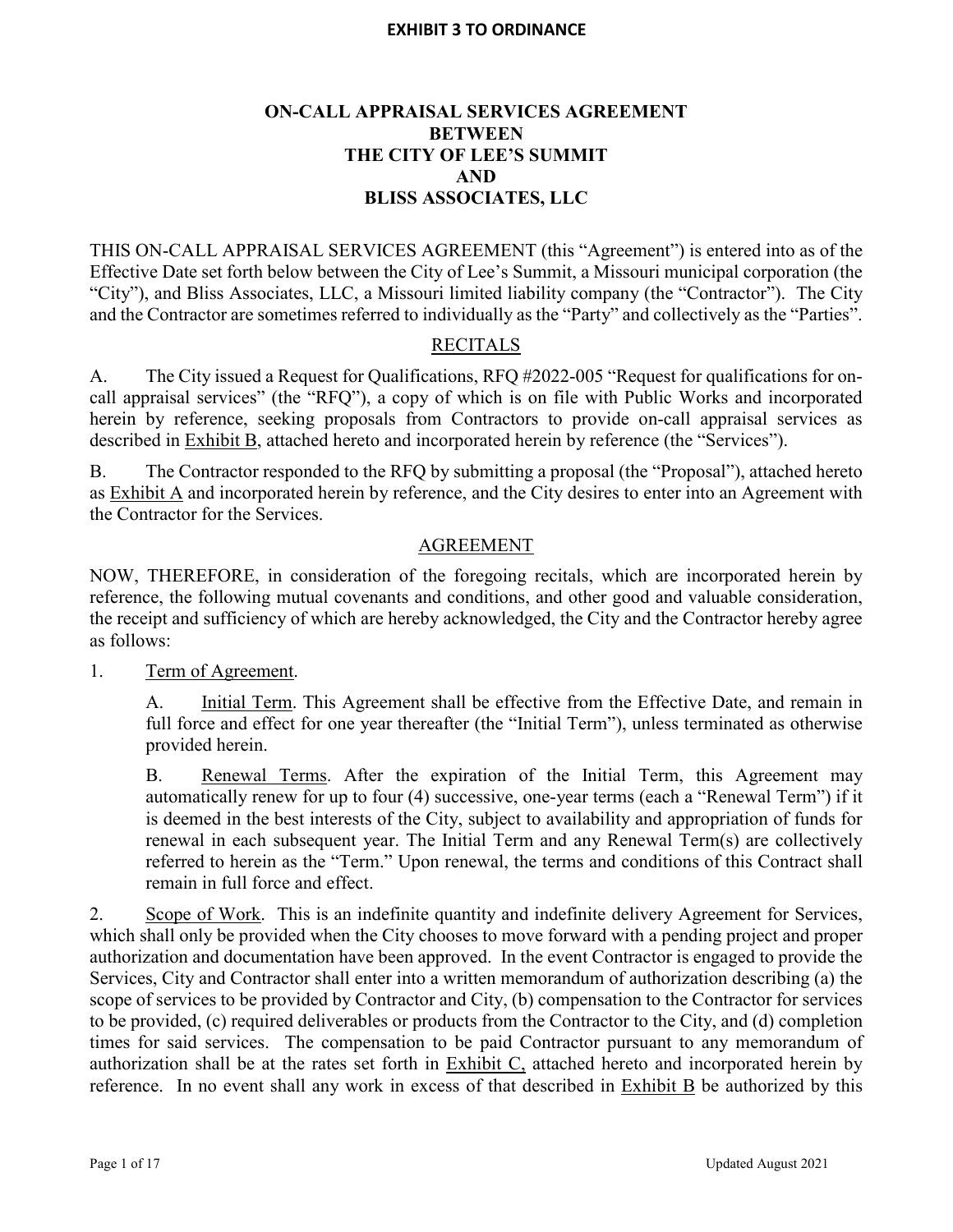**EXHIBIT 3 TO ORDINANCE**

# ON-CALL APPRAISAL SERVICES AGREEMENT BETWEEN THE CITY OF LEE'S SUMMIT AND BLISS ASSOCIATES, LLC

THIS ON-CALL APPRAISAL SERVICES AGREEMENT (this "Agreement") is entered into as of the Effective Date set forth below between the City of Lee's Summit, a Missouri municipal corporation (the "City"), and Bliss Associates, LLC, a Missouri limited liability company (the "Contractor"). The City and the Contractor are sometimes referred to individually as the "Party" and collectively as the "Parties".

## RECITALS

A. The City issued a Request for Qualifications, RFQ #2022-005 "Request for qualifications for on-call appraisal services" (the "RFQ"), a copy of which is on file with Public Works and incorporated herein by reference, seeking proposals from Contractors to provide on-call appraisal services as described in Exhibit B, attached hereto and incorporated herein by reference (the "Services").

B. The Contractor responded to the RFQ by submitting a proposal (the "Proposal"), attached hereto as Exhibit A and incorporated herein by reference, and the City desires to enter into an Agreement with the Contractor for the Services.

## AGREEMENT

NOW, THEREFORE, in consideration of the foregoing recitals, which are incorporated herein by reference, the following mutual covenants and conditions, and other good and valuable consideration, the receipt and sufficiency of which are hereby acknowledged, the City and the Contractor hereby agree as follows:

1. Term of Agreement.

   A. Initial Term. This Agreement shall be effective from the Effective Date, and remain in full force and effect for one year thereafter (the "Initial Term"), unless terminated as otherwise provided herein.

   B. Renewal Terms. After the expiration of the Initial Term, this Agreement may automatically renew for up to four (4) successive, one-year terms (each a "Renewal Term") if it is deemed in the best interests of the City, subject to availability and appropriation of funds for renewal in each subsequent year. The Initial Term and any Renewal Term(s) are collectively referred to herein as the "Term." Upon renewal, the terms and conditions of this Contract shall remain in full force and effect.

2. Scope of Work. This is an indefinite quantity and indefinite delivery Agreement for Services, which shall only be provided when the City chooses to move forward with a pending project and proper authorization and documentation have been approved. In the event Contractor is engaged to provide the Services, City and Contractor shall enter into a written memorandum of authorization describing (a) the scope of services to be provided by Contractor and City, (b) compensation to the Contractor for services to be provided, (c) required deliverables or products from the Contractor to the City, and (d) completion times for said services. The compensation to be paid Contractor pursuant to any memorandum of authorization shall be at the rates set forth in Exhibit C, attached hereto and incorporated herein by reference. In no event shall any work in excess of that described in Exhibit B be authorized by this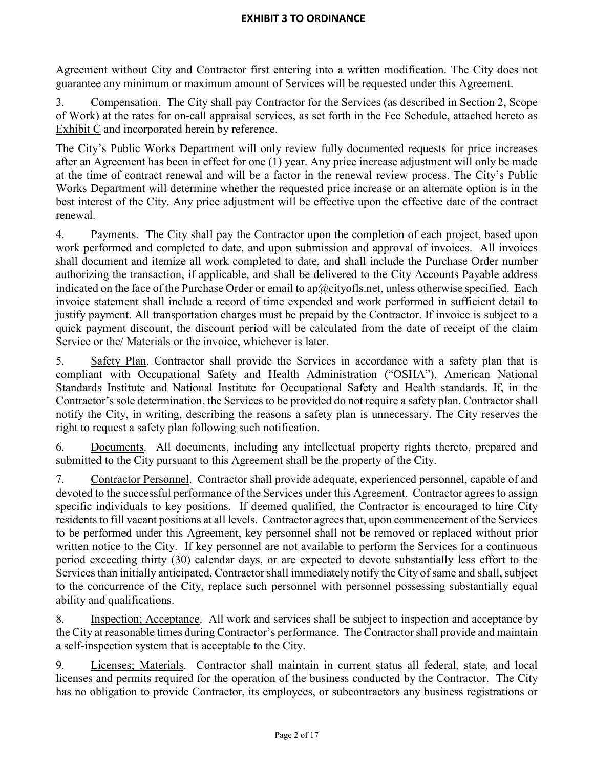Agreement without City and Contractor first entering into a written modification. The City does not guarantee any minimum or maximum amount of Services will be requested under this Agreement.

3. Compensation. The City shall pay Contractor for the Services (as described in Section 2, Scope of Work) at the rates for on-call appraisal services, as set forth in the Fee Schedule, attached hereto as Exhibit C and incorporated herein by reference.

The City's Public Works Department will only review fully documented requests for price increases after an Agreement has been in effect for one (1) year. Any price increase adjustment will only be made at the time of contract renewal and will be a factor in the renewal review process. The City's Public Works Department will determine whether the requested price increase or an alternate option is in the best interest of the City. Any price adjustment will be effective upon the effective date of the contract renewal.

4. Payments. The City shall pay the Contractor upon the completion of each project, based upon work performed and completed to date, and upon submission and approval of invoices. All invoices shall document and itemize all work completed to date, and shall include the Purchase Order number authorizing the transaction, if applicable, and shall be delivered to the City Accounts Payable address indicated on the face of the Purchase Order or email to ap@cityofls.net, unless otherwise specified. Each invoice statement shall include a record of time expended and work performed in sufficient detail to justify payment. All transportation charges must be prepaid by the Contractor. If invoice is subject to a quick payment discount, the discount period will be calculated from the date of receipt of the claim Service or the/ Materials or the invoice, whichever is later.

5. Safety Plan. Contractor shall provide the Services in accordance with a safety plan that is compliant with Occupational Safety and Health Administration ("OSHA"), American National Standards Institute and National Institute for Occupational Safety and Health standards. If, in the Contractor's sole determination, the Services to be provided do not require a safety plan, Contractor shall notify the City, in writing, describing the reasons a safety plan is unnecessary. The City reserves the right to request a safety plan following such notification.

6. Documents. All documents, including any intellectual property rights thereto, prepared and submitted to the City pursuant to this Agreement shall be the property of the City.

7. Contractor Personnel. Contractor shall provide adequate, experienced personnel, capable of and devoted to the successful performance of the Services under this Agreement. Contractor agrees to assign specific individuals to key positions. If deemed qualified, the Contractor is encouraged to hire City residents to fill vacant positions at all levels. Contractor agrees that, upon commencement of the Services to be performed under this Agreement, key personnel shall not be removed or replaced without prior written notice to the City. If key personnel are not available to perform the Services for a continuous period exceeding thirty (30) calendar days, or are expected to devote substantially less effort to the Services than initially anticipated, Contractor shall immediately notify the City of same and shall, subject to the concurrence of the City, replace such personnel with personnel possessing substantially equal ability and qualifications.

8. Inspection; Acceptance. All work and services shall be subject to inspection and acceptance by the City at reasonable times during Contractor's performance. The Contractor shall provide and maintain a self-inspection system that is acceptable to the City.

9. Licenses; Materials. Contractor shall maintain in current status all federal, state, and local licenses and permits required for the operation of the business conducted by the Contractor. The City has no obligation to provide Contractor, its employees, or subcontractors any business registrations or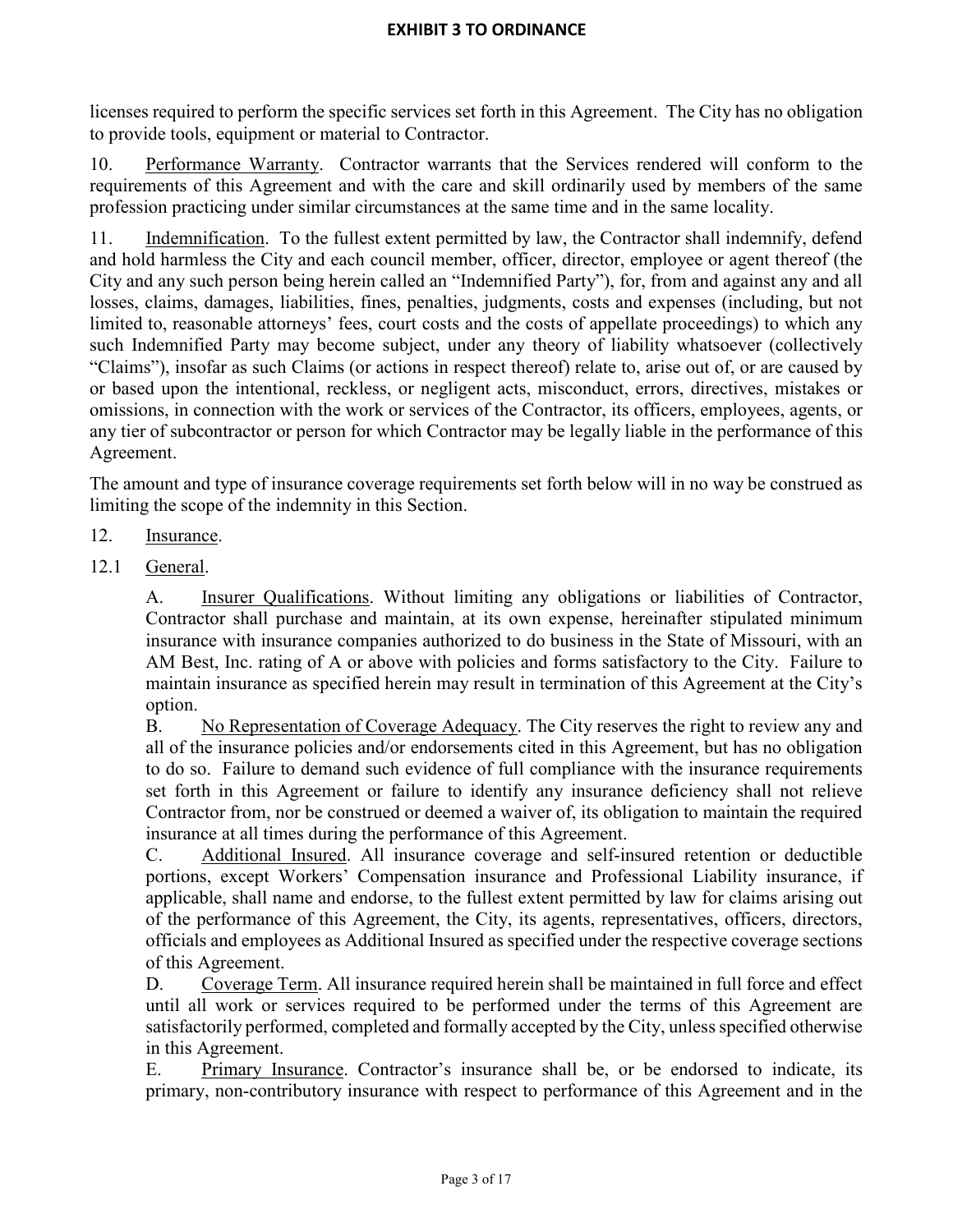licenses required to perform the specific services set forth in this Agreement. The City has no obligation to provide tools, equipment or material to Contractor.

10. Performance Warranty. Contractor warrants that the Services rendered will conform to the requirements of this Agreement and with the care and skill ordinarily used by members of the same profession practicing under similar circumstances at the same time and in the same locality.

11. Indemnification. To the fullest extent permitted by law, the Contractor shall indemnify, defend and hold harmless the City and each council member, officer, director, employee or agent thereof (the City and any such person being herein called an "Indemnified Party"), for, from and against any and all losses, claims, damages, liabilities, fines, penalties, judgments, costs and expenses (including, but not limited to, reasonable attorneys' fees, court costs and the costs of appellate proceedings) to which any such Indemnified Party may become subject, under any theory of liability whatsoever (collectively "Claims"), insofar as such Claims (or actions in respect thereof) relate to, arise out of, or are caused by or based upon the intentional, reckless, or negligent acts, misconduct, errors, directives, mistakes or omissions, in connection with the work or services of the Contractor, its officers, employees, agents, or any tier of subcontractor or person for which Contractor may be legally liable in the performance of this Agreement.

The amount and type of insurance coverage requirements set forth below will in no way be construed as limiting the scope of the indemnity in this Section.

12. Insurance.

12.1 General.

A. Insurer Qualifications. Without limiting any obligations or liabilities of Contractor, Contractor shall purchase and maintain, at its own expense, hereinafter stipulated minimum insurance with insurance companies authorized to do business in the State of Missouri, with an AM Best, Inc. rating of A or above with policies and forms satisfactory to the City. Failure to maintain insurance as specified herein may result in termination of this Agreement at the City's option.

B. No Representation of Coverage Adequacy. The City reserves the right to review any and all of the insurance policies and/or endorsements cited in this Agreement, but has no obligation to do so. Failure to demand such evidence of full compliance with the insurance requirements set forth in this Agreement or failure to identify any insurance deficiency shall not relieve Contractor from, nor be construed or deemed a waiver of, its obligation to maintain the required insurance at all times during the performance of this Agreement.

C. Additional Insured. All insurance coverage and self-insured retention or deductible portions, except Workers' Compensation insurance and Professional Liability insurance, if applicable, shall name and endorse, to the fullest extent permitted by law for claims arising out of the performance of this Agreement, the City, its agents, representatives, officers, directors, officials and employees as Additional Insured as specified under the respective coverage sections of this Agreement.

D. Coverage Term. All insurance required herein shall be maintained in full force and effect until all work or services required to be performed under the terms of this Agreement are satisfactorily performed, completed and formally accepted by the City, unless specified otherwise in this Agreement.

E. Primary Insurance. Contractor's insurance shall be, or be endorsed to indicate, its primary, non-contributory insurance with respect to performance of this Agreement and in the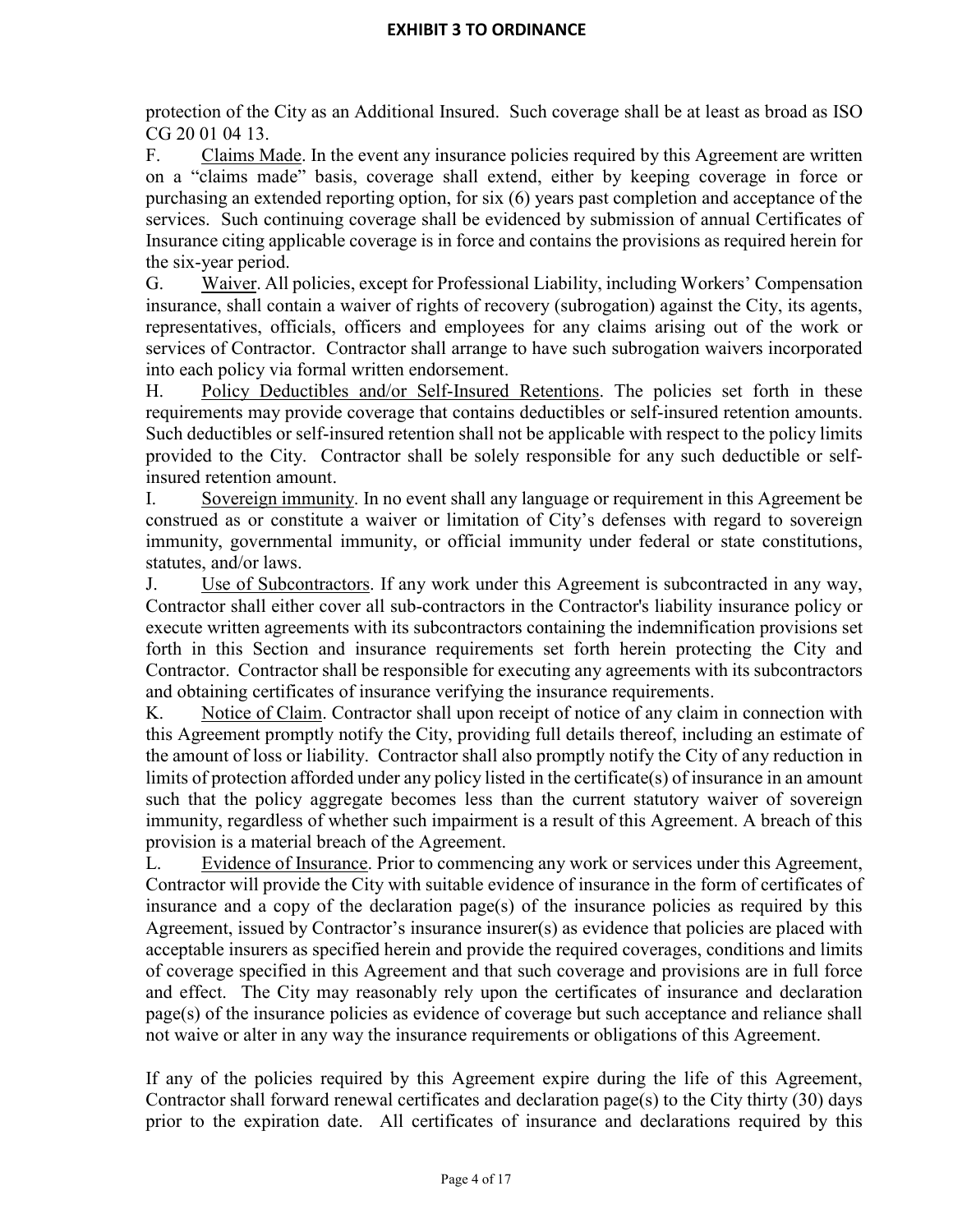protection of the City as an Additional Insured. Such coverage shall be at least as broad as ISO CG 20 01 04 13.

F. Claims Made. In the event any insurance policies required by this Agreement are written on a "claims made" basis, coverage shall extend, either by keeping coverage in force or purchasing an extended reporting option, for six (6) years past completion and acceptance of the services. Such continuing coverage shall be evidenced by submission of annual Certificates of Insurance citing applicable coverage is in force and contains the provisions as required herein for the six-year period.

G. Waiver. All policies, except for Professional Liability, including Workers' Compensation insurance, shall contain a waiver of rights of recovery (subrogation) against the City, its agents, representatives, officials, officers and employees for any claims arising out of the work or services of Contractor. Contractor shall arrange to have such subrogation waivers incorporated into each policy via formal written endorsement.

H. Policy Deductibles and/or Self-Insured Retentions. The policies set forth in these requirements may provide coverage that contains deductibles or self-insured retention amounts. Such deductibles or self-insured retention shall not be applicable with respect to the policy limits provided to the City. Contractor shall be solely responsible for any such deductible or self-insured retention amount.

I. Sovereign immunity. In no event shall any language or requirement in this Agreement be construed as or constitute a waiver or limitation of City's defenses with regard to sovereign immunity, governmental immunity, or official immunity under federal or state constitutions, statutes, and/or laws.

J. Use of Subcontractors. If any work under this Agreement is subcontracted in any way, Contractor shall either cover all sub-contractors in the Contractor's liability insurance policy or execute written agreements with its subcontractors containing the indemnification provisions set forth in this Section and insurance requirements set forth herein protecting the City and Contractor. Contractor shall be responsible for executing any agreements with its subcontractors and obtaining certificates of insurance verifying the insurance requirements.

K. Notice of Claim. Contractor shall upon receipt of notice of any claim in connection with this Agreement promptly notify the City, providing full details thereof, including an estimate of the amount of loss or liability. Contractor shall also promptly notify the City of any reduction in limits of protection afforded under any policy listed in the certificate(s) of insurance in an amount such that the policy aggregate becomes less than the current statutory waiver of sovereign immunity, regardless of whether such impairment is a result of this Agreement. A breach of this provision is a material breach of the Agreement.

L. Evidence of Insurance. Prior to commencing any work or services under this Agreement, Contractor will provide the City with suitable evidence of insurance in the form of certificates of insurance and a copy of the declaration page(s) of the insurance policies as required by this Agreement, issued by Contractor's insurance insurer(s) as evidence that policies are placed with acceptable insurers as specified herein and provide the required coverages, conditions and limits of coverage specified in this Agreement and that such coverage and provisions are in full force and effect. The City may reasonably rely upon the certificates of insurance and declaration page(s) of the insurance policies as evidence of coverage but such acceptance and reliance shall not waive or alter in any way the insurance requirements or obligations of this Agreement.

If any of the policies required by this Agreement expire during the life of this Agreement, Contractor shall forward renewal certificates and declaration page(s) to the City thirty (30) days prior to the expiration date. All certificates of insurance and declarations required by this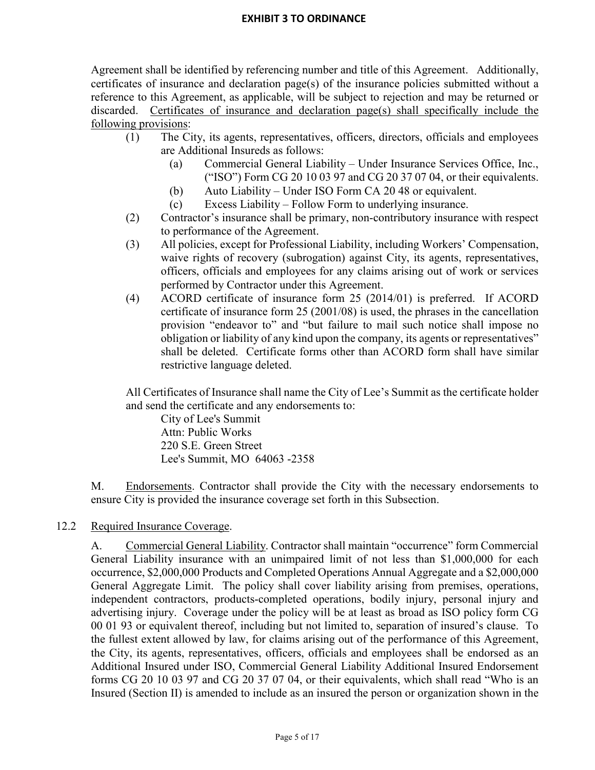Agreement shall be identified by referencing number and title of this Agreement. Additionally, certificates of insurance and declaration page(s) of the insurance policies submitted without a reference to this Agreement, as applicable, will be subject to rejection and may be returned or discarded. <u>Certificates of insurance and declaration page(s) shall specifically include the following provisions</u>:

(1) The City, its agents, representatives, officers, directors, officials and employees are Additional Insureds as follows:

  (a) Commercial General Liability – Under Insurance Services Office, Inc., ("ISO") Form CG 20 10 03 97 and CG 20 37 07 04, or their equivalents.

  (b) Auto Liability – Under ISO Form CA 20 48 or equivalent.

  (c) Excess Liability – Follow Form to underlying insurance.

(2) Contractor's insurance shall be primary, non-contributory insurance with respect to performance of the Agreement.

(3) All policies, except for Professional Liability, including Workers' Compensation, waive rights of recovery (subrogation) against City, its agents, representatives, officers, officials and employees for any claims arising out of work or services performed by Contractor under this Agreement.

(4) ACORD certificate of insurance form 25 (2014/01) is preferred. If ACORD certificate of insurance form 25 (2001/08) is used, the phrases in the cancellation provision "endeavor to" and "but failure to mail such notice shall impose no obligation or liability of any kind upon the company, its agents or representatives" shall be deleted. Certificate forms other than ACORD form shall have similar restrictive language deleted.

All Certificates of Insurance shall name the City of Lee's Summit as the certificate holder and send the certificate and any endorsements to:

City of Lee's Summit
Attn: Public Works
220 S.E. Green Street
Lee's Summit, MO 64063 -2358

M. <u>Endorsements</u>. Contractor shall provide the City with the necessary endorsements to ensure City is provided the insurance coverage set forth in this Subsection.

12.2 <u>Required Insurance Coverage</u>.

A. <u>Commercial General Liability</u>. Contractor shall maintain "occurrence" form Commercial General Liability insurance with an unimpaired limit of not less than $1,000,000 for each occurrence, $2,000,000 Products and Completed Operations Annual Aggregate and a $2,000,000 General Aggregate Limit. The policy shall cover liability arising from premises, operations, independent contractors, products-completed operations, bodily injury, personal injury and advertising injury. Coverage under the policy will be at least as broad as ISO policy form CG 00 01 93 or equivalent thereof, including but not limited to, separation of insured's clause. To the fullest extent allowed by law, for claims arising out of the performance of this Agreement, the City, its agents, representatives, officers, officials and employees shall be endorsed as an Additional Insured under ISO, Commercial General Liability Additional Insured Endorsement forms CG 20 10 03 97 and CG 20 37 07 04, or their equivalents, which shall read "Who is an Insured (Section II) is amended to include as an insured the person or organization shown in the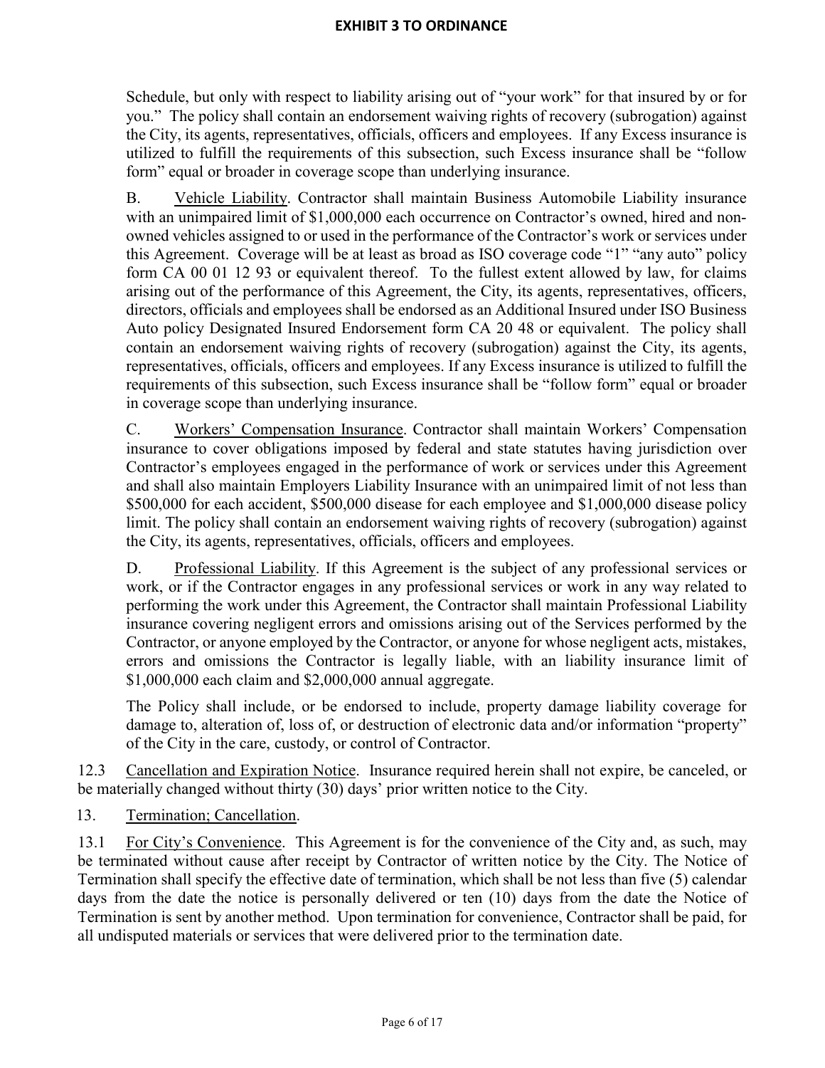Schedule, but only with respect to liability arising out of "your work" for that insured by or for you." The policy shall contain an endorsement waiving rights of recovery (subrogation) against the City, its agents, representatives, officials, officers and employees. If any Excess insurance is utilized to fulfill the requirements of this subsection, such Excess insurance shall be "follow form" equal or broader in coverage scope than underlying insurance.

B. Vehicle Liability. Contractor shall maintain Business Automobile Liability insurance with an unimpaired limit of $1,000,000 each occurrence on Contractor's owned, hired and non-owned vehicles assigned to or used in the performance of the Contractor's work or services under this Agreement. Coverage will be at least as broad as ISO coverage code "1" "any auto" policy form CA 00 01 12 93 or equivalent thereof. To the fullest extent allowed by law, for claims arising out of the performance of this Agreement, the City, its agents, representatives, officers, directors, officials and employees shall be endorsed as an Additional Insured under ISO Business Auto policy Designated Insured Endorsement form CA 20 48 or equivalent. The policy shall contain an endorsement waiving rights of recovery (subrogation) against the City, its agents, representatives, officials, officers and employees. If any Excess insurance is utilized to fulfill the requirements of this subsection, such Excess insurance shall be "follow form" equal or broader in coverage scope than underlying insurance.

C. Workers' Compensation Insurance. Contractor shall maintain Workers' Compensation insurance to cover obligations imposed by federal and state statutes having jurisdiction over Contractor's employees engaged in the performance of work or services under this Agreement and shall also maintain Employers Liability Insurance with an unimpaired limit of not less than $500,000 for each accident, $500,000 disease for each employee and $1,000,000 disease policy limit. The policy shall contain an endorsement waiving rights of recovery (subrogation) against the City, its agents, representatives, officials, officers and employees.

D. Professional Liability. If this Agreement is the subject of any professional services or work, or if the Contractor engages in any professional services or work in any way related to performing the work under this Agreement, the Contractor shall maintain Professional Liability insurance covering negligent errors and omissions arising out of the Services performed by the Contractor, or anyone employed by the Contractor, or anyone for whose negligent acts, mistakes, errors and omissions the Contractor is legally liable, with an liability insurance limit of $1,000,000 each claim and $2,000,000 annual aggregate.

The Policy shall include, or be endorsed to include, property damage liability coverage for damage to, alteration of, loss of, or destruction of electronic data and/or information "property" of the City in the care, custody, or control of Contractor.

12.3 Cancellation and Expiration Notice. Insurance required herein shall not expire, be canceled, or be materially changed without thirty (30) days' prior written notice to the City.

13. Termination; Cancellation.

13.1 For City's Convenience. This Agreement is for the convenience of the City and, as such, may be terminated without cause after receipt by Contractor of written notice by the City. The Notice of Termination shall specify the effective date of termination, which shall be not less than five (5) calendar days from the date the notice is personally delivered or ten (10) days from the date the Notice of Termination is sent by another method. Upon termination for convenience, Contractor shall be paid, for all undisputed materials or services that were delivered prior to the termination date.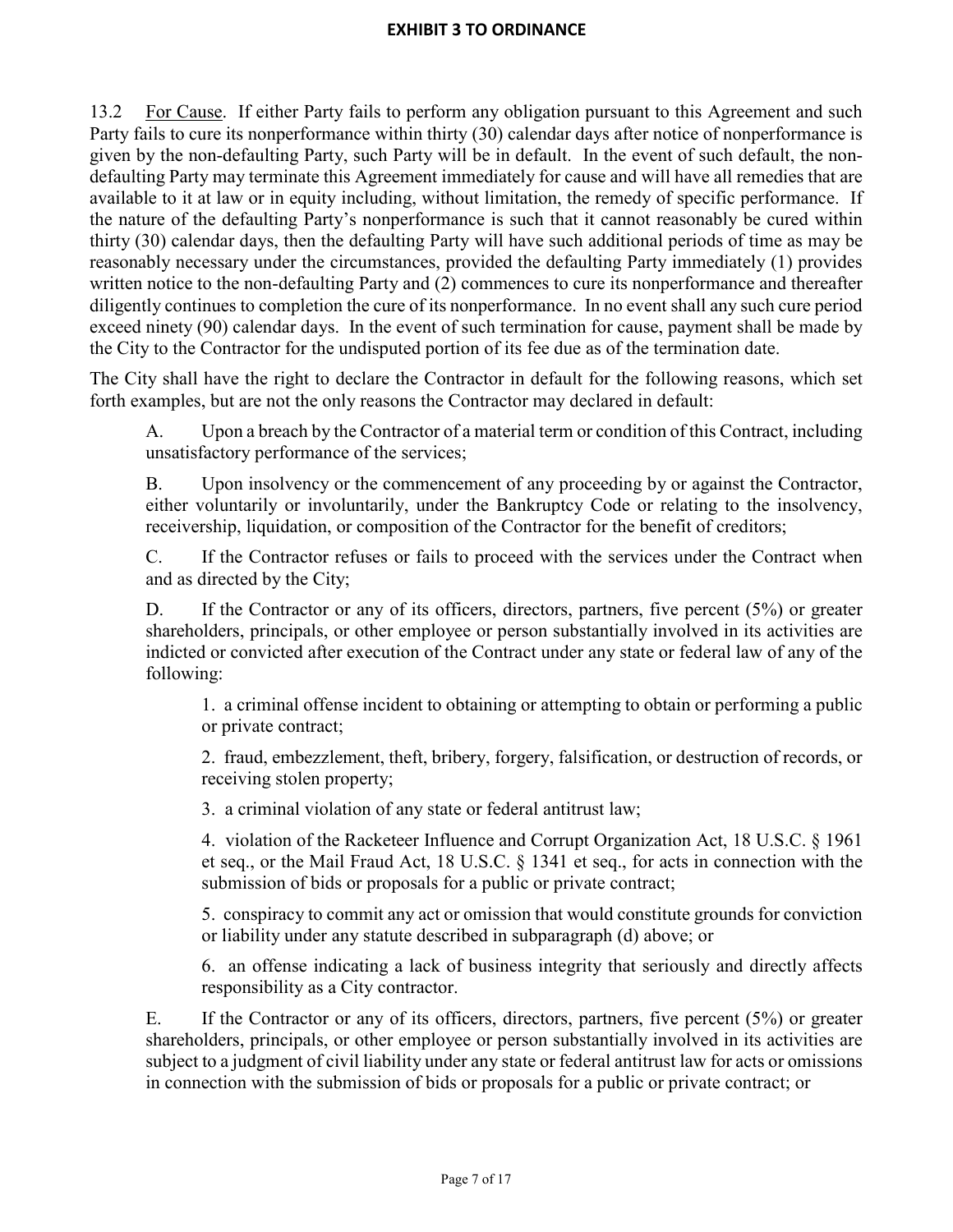13.2 For Cause. If either Party fails to perform any obligation pursuant to this Agreement and such Party fails to cure its nonperformance within thirty (30) calendar days after notice of nonperformance is given by the non-defaulting Party, such Party will be in default. In the event of such default, the non-defaulting Party may terminate this Agreement immediately for cause and will have all remedies that are available to it at law or in equity including, without limitation, the remedy of specific performance. If the nature of the defaulting Party's nonperformance is such that it cannot reasonably be cured within thirty (30) calendar days, then the defaulting Party will have such additional periods of time as may be reasonably necessary under the circumstances, provided the defaulting Party immediately (1) provides written notice to the non-defaulting Party and (2) commences to cure its nonperformance and thereafter diligently continues to completion the cure of its nonperformance. In no event shall any such cure period exceed ninety (90) calendar days. In the event of such termination for cause, payment shall be made by the City to the Contractor for the undisputed portion of its fee due as of the termination date.

The City shall have the right to declare the Contractor in default for the following reasons, which set forth examples, but are not the only reasons the Contractor may declared in default:

A. Upon a breach by the Contractor of a material term or condition of this Contract, including unsatisfactory performance of the services;

B. Upon insolvency or the commencement of any proceeding by or against the Contractor, either voluntarily or involuntarily, under the Bankruptcy Code or relating to the insolvency, receivership, liquidation, or composition of the Contractor for the benefit of creditors;

C. If the Contractor refuses or fails to proceed with the services under the Contract when and as directed by the City;

D. If the Contractor or any of its officers, directors, partners, five percent (5%) or greater shareholders, principals, or other employee or person substantially involved in its activities are indicted or convicted after execution of the Contract under any state or federal law of any of the following:

1. a criminal offense incident to obtaining or attempting to obtain or performing a public or private contract;

2. fraud, embezzlement, theft, bribery, forgery, falsification, or destruction of records, or receiving stolen property;

3. a criminal violation of any state or federal antitrust law;

4. violation of the Racketeer Influence and Corrupt Organization Act, 18 U.S.C. § 1961 et seq., or the Mail Fraud Act, 18 U.S.C. § 1341 et seq., for acts in connection with the submission of bids or proposals for a public or private contract;

5. conspiracy to commit any act or omission that would constitute grounds for conviction or liability under any statute described in subparagraph (d) above; or

6. an offense indicating a lack of business integrity that seriously and directly affects responsibility as a City contractor.

E. If the Contractor or any of its officers, directors, partners, five percent (5%) or greater shareholders, principals, or other employee or person substantially involved in its activities are subject to a judgment of civil liability under any state or federal antitrust law for acts or omissions in connection with the submission of bids or proposals for a public or private contract; or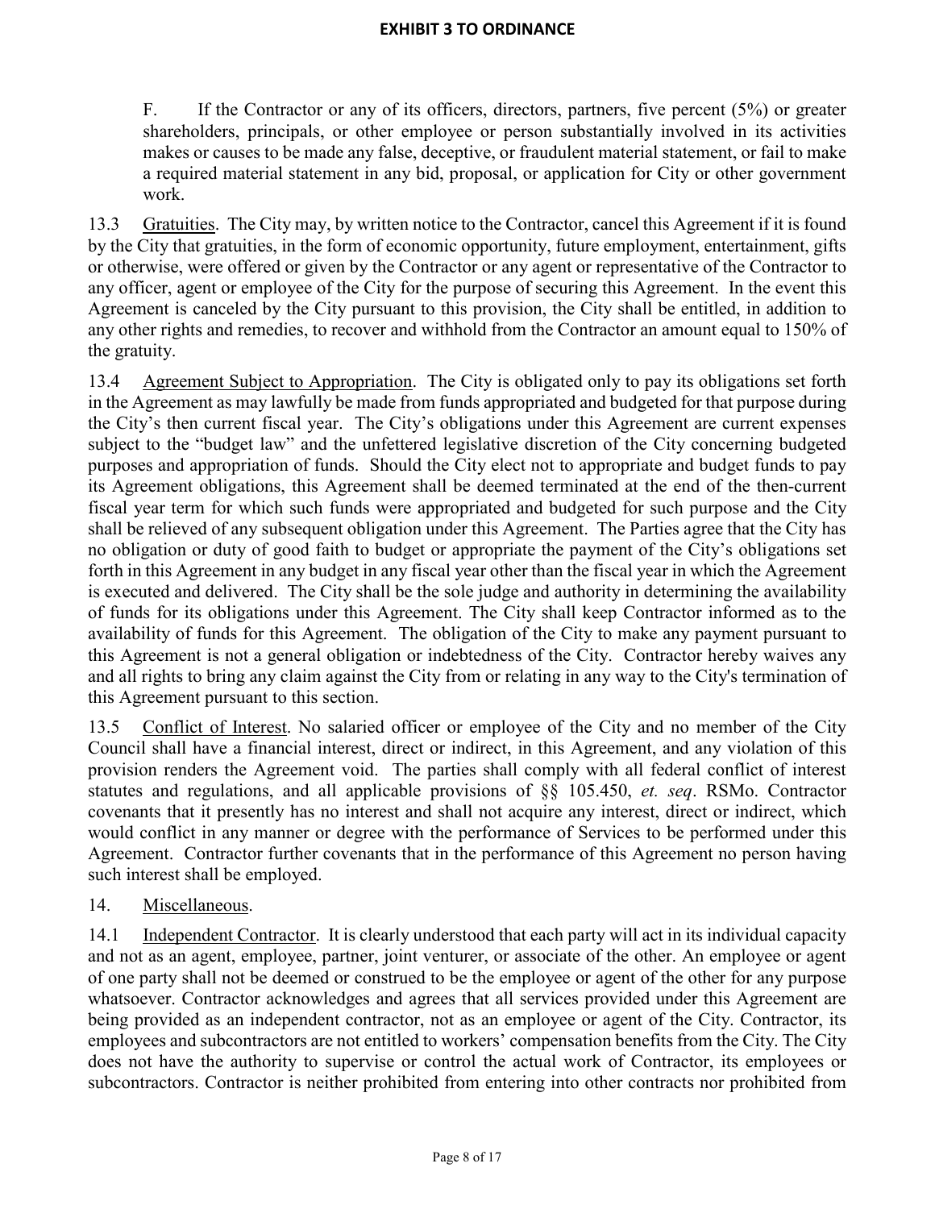F. If the Contractor or any of its officers, directors, partners, five percent (5%) or greater shareholders, principals, or other employee or person substantially involved in its activities makes or causes to be made any false, deceptive, or fraudulent material statement, or fail to make a required material statement in any bid, proposal, or application for City or other government work.

13.3 Gratuities. The City may, by written notice to the Contractor, cancel this Agreement if it is found by the City that gratuities, in the form of economic opportunity, future employment, entertainment, gifts or otherwise, were offered or given by the Contractor or any agent or representative of the Contractor to any officer, agent or employee of the City for the purpose of securing this Agreement. In the event this Agreement is canceled by the City pursuant to this provision, the City shall be entitled, in addition to any other rights and remedies, to recover and withhold from the Contractor an amount equal to 150% of the gratuity.

13.4 Agreement Subject to Appropriation. The City is obligated only to pay its obligations set forth in the Agreement as may lawfully be made from funds appropriated and budgeted for that purpose during the City's then current fiscal year. The City's obligations under this Agreement are current expenses subject to the "budget law" and the unfettered legislative discretion of the City concerning budgeted purposes and appropriation of funds. Should the City elect not to appropriate and budget funds to pay its Agreement obligations, this Agreement shall be deemed terminated at the end of the then-current fiscal year term for which such funds were appropriated and budgeted for such purpose and the City shall be relieved of any subsequent obligation under this Agreement. The Parties agree that the City has no obligation or duty of good faith to budget or appropriate the payment of the City's obligations set forth in this Agreement in any budget in any fiscal year other than the fiscal year in which the Agreement is executed and delivered. The City shall be the sole judge and authority in determining the availability of funds for its obligations under this Agreement. The City shall keep Contractor informed as to the availability of funds for this Agreement. The obligation of the City to make any payment pursuant to this Agreement is not a general obligation or indebtedness of the City. Contractor hereby waives any and all rights to bring any claim against the City from or relating in any way to the City's termination of this Agreement pursuant to this section.

13.5 Conflict of Interest. No salaried officer or employee of the City and no member of the City Council shall have a financial interest, direct or indirect, in this Agreement, and any violation of this provision renders the Agreement void. The parties shall comply with all federal conflict of interest statutes and regulations, and all applicable provisions of §§ 105.450, *et. seq*. RSMo. Contractor covenants that it presently has no interest and shall not acquire any interest, direct or indirect, which would conflict in any manner or degree with the performance of Services to be performed under this Agreement. Contractor further covenants that in the performance of this Agreement no person having such interest shall be employed.

14. Miscellaneous.

14.1 Independent Contractor. It is clearly understood that each party will act in its individual capacity and not as an agent, employee, partner, joint venturer, or associate of the other. An employee or agent of one party shall not be deemed or construed to be the employee or agent of the other for any purpose whatsoever. Contractor acknowledges and agrees that all services provided under this Agreement are being provided as an independent contractor, not as an employee or agent of the City. Contractor, its employees and subcontractors are not entitled to workers' compensation benefits from the City. The City does not have the authority to supervise or control the actual work of Contractor, its employees or subcontractors. Contractor is neither prohibited from entering into other contracts nor prohibited from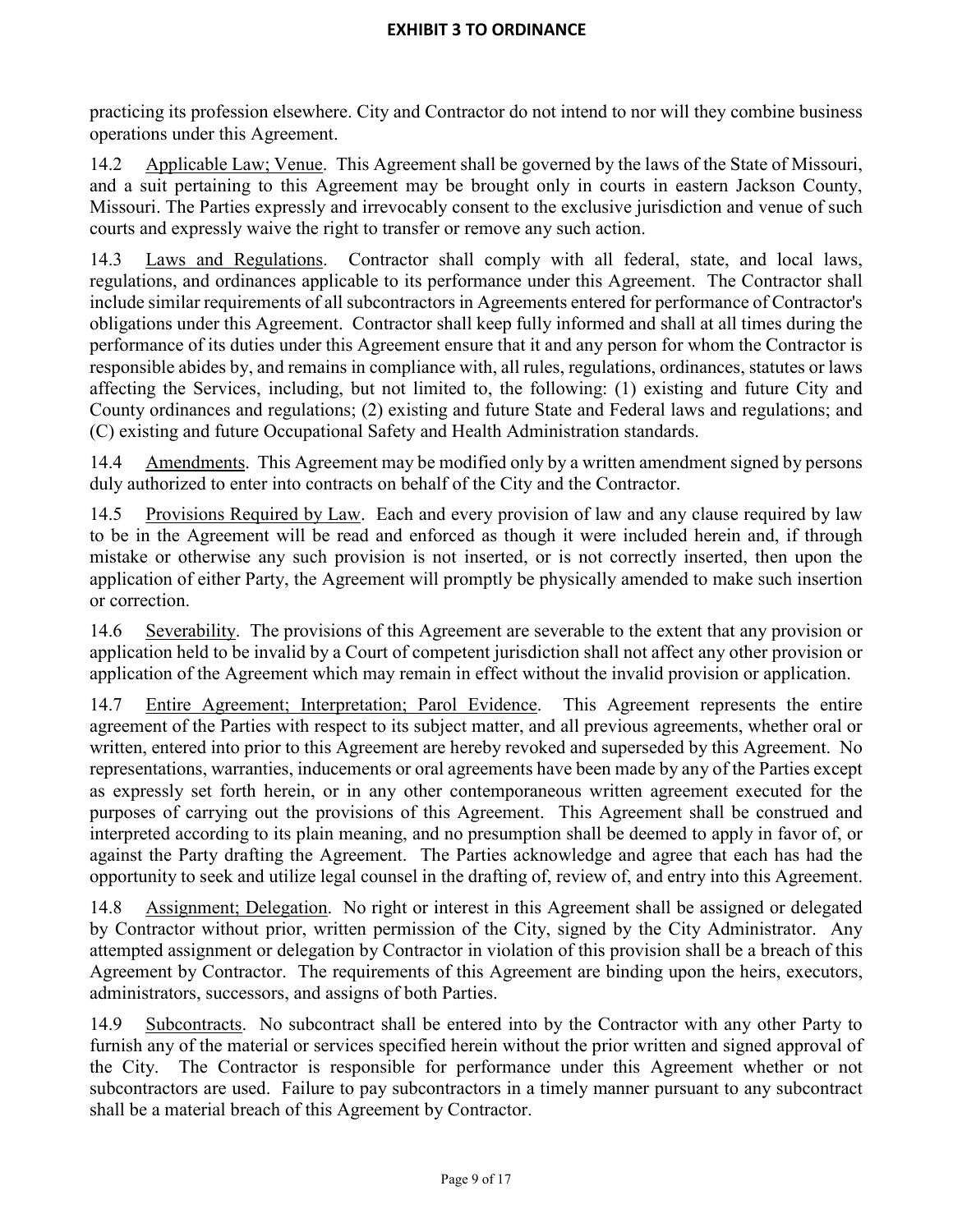practicing its profession elsewhere. City and Contractor do not intend to nor will they combine business operations under this Agreement.

14.2 Applicable Law; Venue. This Agreement shall be governed by the laws of the State of Missouri, and a suit pertaining to this Agreement may be brought only in courts in eastern Jackson County, Missouri. The Parties expressly and irrevocably consent to the exclusive jurisdiction and venue of such courts and expressly waive the right to transfer or remove any such action.

14.3 Laws and Regulations. Contractor shall comply with all federal, state, and local laws, regulations, and ordinances applicable to its performance under this Agreement. The Contractor shall include similar requirements of all subcontractors in Agreements entered for performance of Contractor's obligations under this Agreement. Contractor shall keep fully informed and shall at all times during the performance of its duties under this Agreement ensure that it and any person for whom the Contractor is responsible abides by, and remains in compliance with, all rules, regulations, ordinances, statutes or laws affecting the Services, including, but not limited to, the following: (1) existing and future City and County ordinances and regulations; (2) existing and future State and Federal laws and regulations; and (C) existing and future Occupational Safety and Health Administration standards.

14.4 Amendments. This Agreement may be modified only by a written amendment signed by persons duly authorized to enter into contracts on behalf of the City and the Contractor.

14.5 Provisions Required by Law. Each and every provision of law and any clause required by law to be in the Agreement will be read and enforced as though it were included herein and, if through mistake or otherwise any such provision is not inserted, or is not correctly inserted, then upon the application of either Party, the Agreement will promptly be physically amended to make such insertion or correction.

14.6 Severability. The provisions of this Agreement are severable to the extent that any provision or application held to be invalid by a Court of competent jurisdiction shall not affect any other provision or application of the Agreement which may remain in effect without the invalid provision or application.

14.7 Entire Agreement; Interpretation; Parol Evidence. This Agreement represents the entire agreement of the Parties with respect to its subject matter, and all previous agreements, whether oral or written, entered into prior to this Agreement are hereby revoked and superseded by this Agreement. No representations, warranties, inducements or oral agreements have been made by any of the Parties except as expressly set forth herein, or in any other contemporaneous written agreement executed for the purposes of carrying out the provisions of this Agreement. This Agreement shall be construed and interpreted according to its plain meaning, and no presumption shall be deemed to apply in favor of, or against the Party drafting the Agreement. The Parties acknowledge and agree that each has had the opportunity to seek and utilize legal counsel in the drafting of, review of, and entry into this Agreement.

14.8 Assignment; Delegation. No right or interest in this Agreement shall be assigned or delegated by Contractor without prior, written permission of the City, signed by the City Administrator. Any attempted assignment or delegation by Contractor in violation of this provision shall be a breach of this Agreement by Contractor. The requirements of this Agreement are binding upon the heirs, executors, administrators, successors, and assigns of both Parties.

14.9 Subcontracts. No subcontract shall be entered into by the Contractor with any other Party to furnish any of the material or services specified herein without the prior written and signed approval of the City. The Contractor is responsible for performance under this Agreement whether or not subcontractors are used. Failure to pay subcontractors in a timely manner pursuant to any subcontract shall be a material breach of this Agreement by Contractor.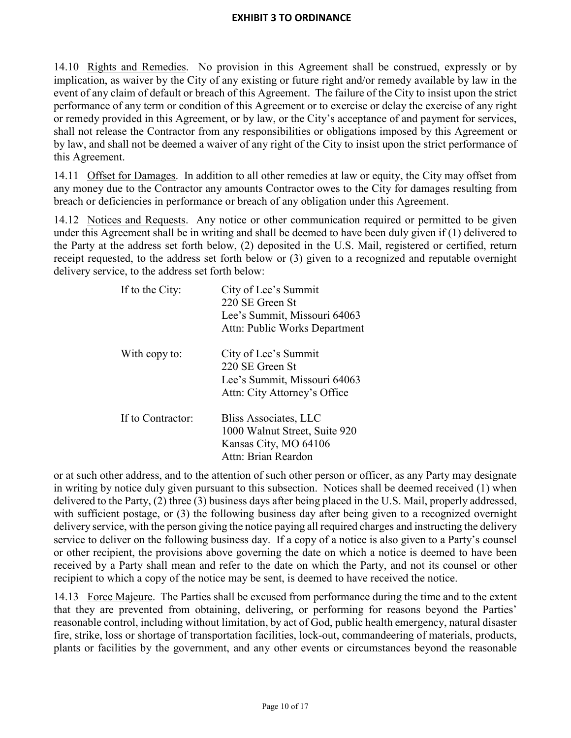14.10 Rights and Remedies. No provision in this Agreement shall be construed, expressly or by implication, as waiver by the City of any existing or future right and/or remedy available by law in the event of any claim of default or breach of this Agreement. The failure of the City to insist upon the strict performance of any term or condition of this Agreement or to exercise or delay the exercise of any right or remedy provided in this Agreement, or by law, or the City's acceptance of and payment for services, shall not release the Contractor from any responsibilities or obligations imposed by this Agreement or by law, and shall not be deemed a waiver of any right of the City to insist upon the strict performance of this Agreement.

14.11 Offset for Damages. In addition to all other remedies at law or equity, the City may offset from any money due to the Contractor any amounts Contractor owes to the City for damages resulting from breach or deficiencies in performance or breach of any obligation under this Agreement.

14.12 Notices and Requests. Any notice or other communication required or permitted to be given under this Agreement shall be in writing and shall be deemed to have been duly given if (1) delivered to the Party at the address set forth below, (2) deposited in the U.S. Mail, registered or certified, return receipt requested, to the address set forth below or (3) given to a recognized and reputable overnight delivery service, to the address set forth below:

| | |
|---|---|
| If to the City: | City of Lee's Summit<br>220 SE Green St<br>Lee's Summit, Missouri 64063<br>Attn: Public Works Department |
| With copy to: | City of Lee's Summit<br>220 SE Green St<br>Lee's Summit, Missouri 64063<br>Attn: City Attorney's Office |
| If to Contractor: | Bliss Associates, LLC<br>1000 Walnut Street, Suite 920<br>Kansas City, MO 64106<br>Attn: Brian Reardon |

or at such other address, and to the attention of such other person or officer, as any Party may designate in writing by notice duly given pursuant to this subsection. Notices shall be deemed received (1) when delivered to the Party, (2) three (3) business days after being placed in the U.S. Mail, properly addressed, with sufficient postage, or (3) the following business day after being given to a recognized overnight delivery service, with the person giving the notice paying all required charges and instructing the delivery service to deliver on the following business day. If a copy of a notice is also given to a Party's counsel or other recipient, the provisions above governing the date on which a notice is deemed to have been received by a Party shall mean and refer to the date on which the Party, and not its counsel or other recipient to which a copy of the notice may be sent, is deemed to have received the notice.

14.13 Force Majeure. The Parties shall be excused from performance during the time and to the extent that they are prevented from obtaining, delivering, or performing for reasons beyond the Parties' reasonable control, including without limitation, by act of God, public health emergency, natural disaster fire, strike, loss or shortage of transportation facilities, lock-out, commandeering of materials, products, plants or facilities by the government, and any other events or circumstances beyond the reasonable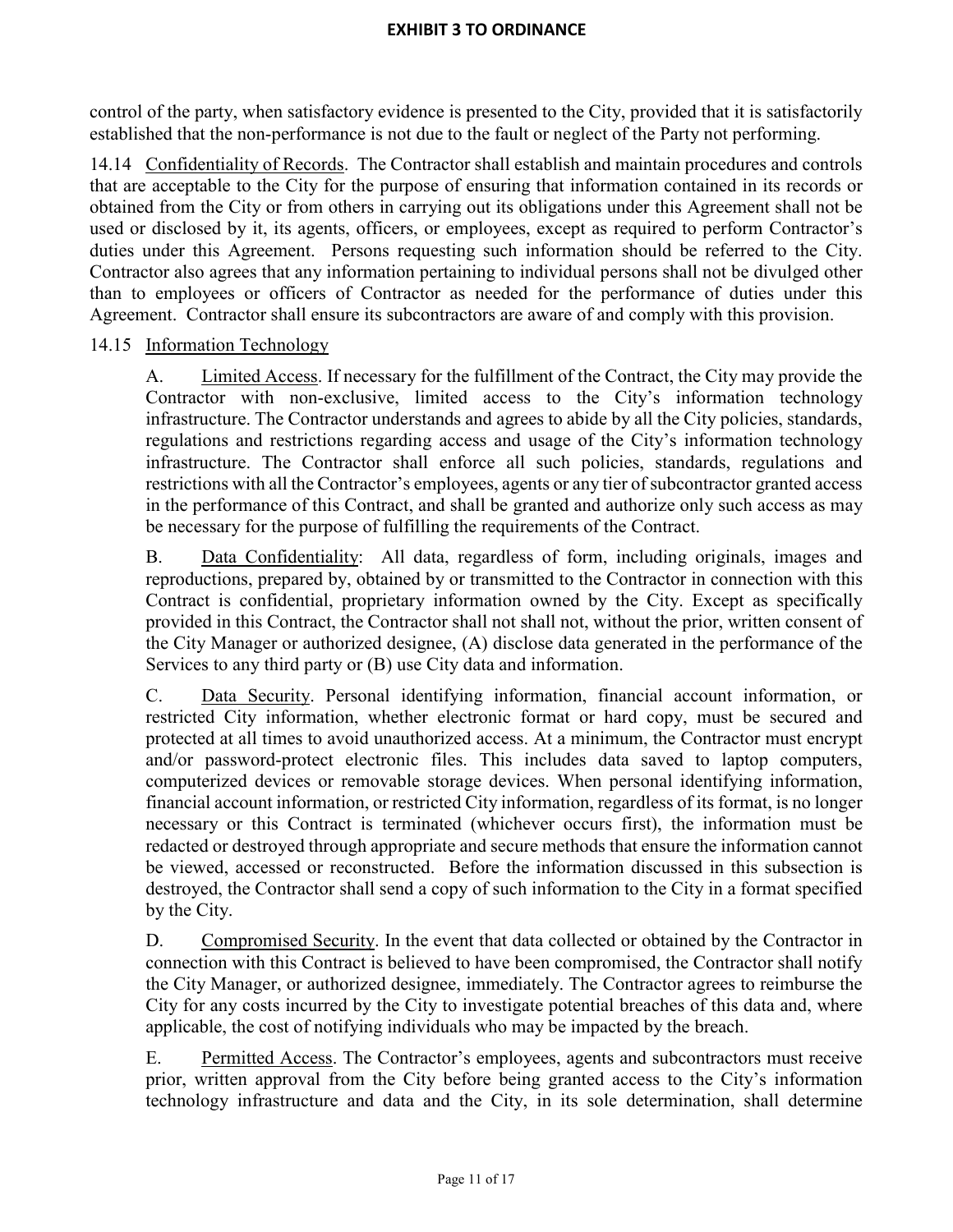control of the party, when satisfactory evidence is presented to the City, provided that it is satisfactorily established that the non-performance is not due to the fault or neglect of the Party not performing.

14.14 Confidentiality of Records. The Contractor shall establish and maintain procedures and controls that are acceptable to the City for the purpose of ensuring that information contained in its records or obtained from the City or from others in carrying out its obligations under this Agreement shall not be used or disclosed by it, its agents, officers, or employees, except as required to perform Contractor's duties under this Agreement. Persons requesting such information should be referred to the City. Contractor also agrees that any information pertaining to individual persons shall not be divulged other than to employees or officers of Contractor as needed for the performance of duties under this Agreement. Contractor shall ensure its subcontractors are aware of and comply with this provision.

14.15 Information Technology

A. Limited Access. If necessary for the fulfillment of the Contract, the City may provide the Contractor with non-exclusive, limited access to the City's information technology infrastructure. The Contractor understands and agrees to abide by all the City policies, standards, regulations and restrictions regarding access and usage of the City's information technology infrastructure. The Contractor shall enforce all such policies, standards, regulations and restrictions with all the Contractor's employees, agents or any tier of subcontractor granted access in the performance of this Contract, and shall be granted and authorize only such access as may be necessary for the purpose of fulfilling the requirements of the Contract.

B. Data Confidentiality: All data, regardless of form, including originals, images and reproductions, prepared by, obtained by or transmitted to the Contractor in connection with this Contract is confidential, proprietary information owned by the City. Except as specifically provided in this Contract, the Contractor shall not shall not, without the prior, written consent of the City Manager or authorized designee, (A) disclose data generated in the performance of the Services to any third party or (B) use City data and information.

C. Data Security. Personal identifying information, financial account information, or restricted City information, whether electronic format or hard copy, must be secured and protected at all times to avoid unauthorized access. At a minimum, the Contractor must encrypt and/or password-protect electronic files. This includes data saved to laptop computers, computerized devices or removable storage devices. When personal identifying information, financial account information, or restricted City information, regardless of its format, is no longer necessary or this Contract is terminated (whichever occurs first), the information must be redacted or destroyed through appropriate and secure methods that ensure the information cannot be viewed, accessed or reconstructed. Before the information discussed in this subsection is destroyed, the Contractor shall send a copy of such information to the City in a format specified by the City.

D. Compromised Security. In the event that data collected or obtained by the Contractor in connection with this Contract is believed to have been compromised, the Contractor shall notify the City Manager, or authorized designee, immediately. The Contractor agrees to reimburse the City for any costs incurred by the City to investigate potential breaches of this data and, where applicable, the cost of notifying individuals who may be impacted by the breach.

E. Permitted Access. The Contractor's employees, agents and subcontractors must receive prior, written approval from the City before being granted access to the City's information technology infrastructure and data and the City, in its sole determination, shall determine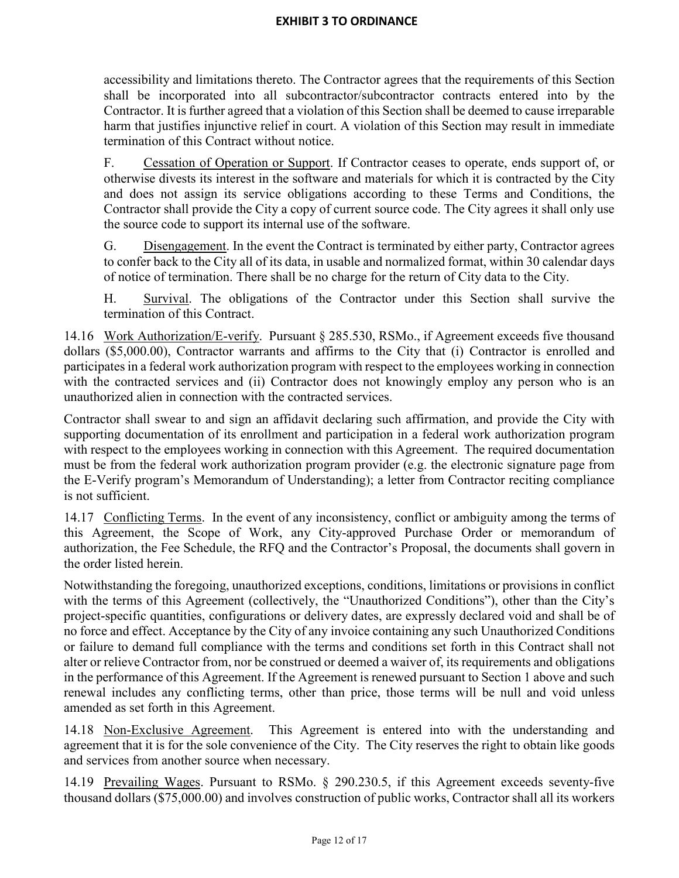accessibility and limitations thereto. The Contractor agrees that the requirements of this Section shall be incorporated into all subcontractor/subcontractor contracts entered into by the Contractor. It is further agreed that a violation of this Section shall be deemed to cause irreparable harm that justifies injunctive relief in court. A violation of this Section may result in immediate termination of this Contract without notice.

F. Cessation of Operation or Support. If Contractor ceases to operate, ends support of, or otherwise divests its interest in the software and materials for which it is contracted by the City and does not assign its service obligations according to these Terms and Conditions, the Contractor shall provide the City a copy of current source code. The City agrees it shall only use the source code to support its internal use of the software.

G. Disengagement. In the event the Contract is terminated by either party, Contractor agrees to confer back to the City all of its data, in usable and normalized format, within 30 calendar days of notice of termination. There shall be no charge for the return of City data to the City.

H. Survival. The obligations of the Contractor under this Section shall survive the termination of this Contract.

14.16 Work Authorization/E-verify. Pursuant § 285.530, RSMo., if Agreement exceeds five thousand dollars ($5,000.00), Contractor warrants and affirms to the City that (i) Contractor is enrolled and participates in a federal work authorization program with respect to the employees working in connection with the contracted services and (ii) Contractor does not knowingly employ any person who is an unauthorized alien in connection with the contracted services.

Contractor shall swear to and sign an affidavit declaring such affirmation, and provide the City with supporting documentation of its enrollment and participation in a federal work authorization program with respect to the employees working in connection with this Agreement. The required documentation must be from the federal work authorization program provider (e.g. the electronic signature page from the E-Verify program's Memorandum of Understanding); a letter from Contractor reciting compliance is not sufficient.

14.17 Conflicting Terms. In the event of any inconsistency, conflict or ambiguity among the terms of this Agreement, the Scope of Work, any City-approved Purchase Order or memorandum of authorization, the Fee Schedule, the RFQ and the Contractor's Proposal, the documents shall govern in the order listed herein.

Notwithstanding the foregoing, unauthorized exceptions, conditions, limitations or provisions in conflict with the terms of this Agreement (collectively, the "Unauthorized Conditions"), other than the City's project-specific quantities, configurations or delivery dates, are expressly declared void and shall be of no force and effect. Acceptance by the City of any invoice containing any such Unauthorized Conditions or failure to demand full compliance with the terms and conditions set forth in this Contract shall not alter or relieve Contractor from, nor be construed or deemed a waiver of, its requirements and obligations in the performance of this Agreement. If the Agreement is renewed pursuant to Section 1 above and such renewal includes any conflicting terms, other than price, those terms will be null and void unless amended as set forth in this Agreement.

14.18 Non-Exclusive Agreement. This Agreement is entered into with the understanding and agreement that it is for the sole convenience of the City. The City reserves the right to obtain like goods and services from another source when necessary.

14.19 Prevailing Wages. Pursuant to RSMo. § 290.230.5, if this Agreement exceeds seventy-five thousand dollars ($75,000.00) and involves construction of public works, Contractor shall all its workers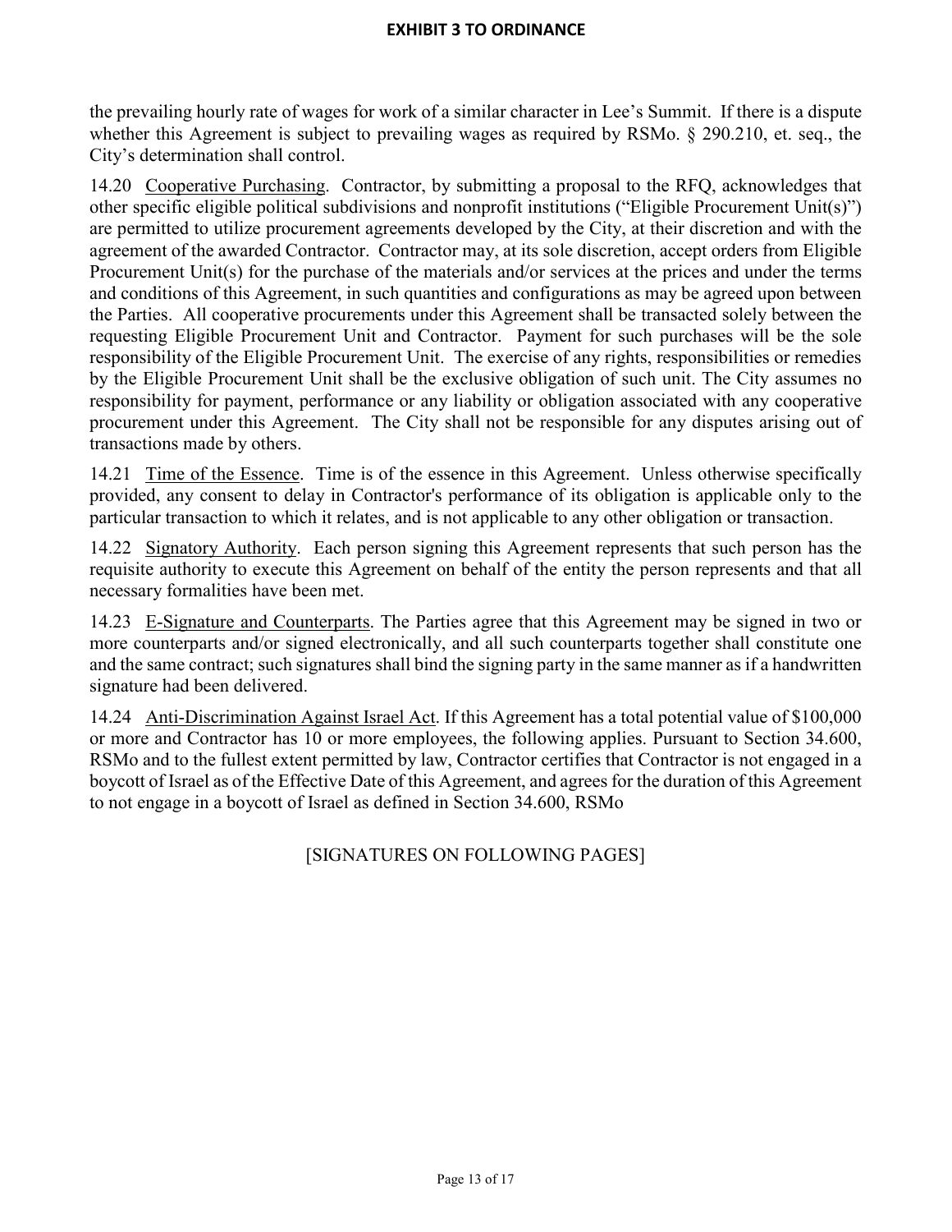the prevailing hourly rate of wages for work of a similar character in Lee's Summit. If there is a dispute whether this Agreement is subject to prevailing wages as required by RSMo. § 290.210, et. seq., the City's determination shall control.

14.20 Cooperative Purchasing. Contractor, by submitting a proposal to the RFQ, acknowledges that other specific eligible political subdivisions and nonprofit institutions ("Eligible Procurement Unit(s)") are permitted to utilize procurement agreements developed by the City, at their discretion and with the agreement of the awarded Contractor. Contractor may, at its sole discretion, accept orders from Eligible Procurement Unit(s) for the purchase of the materials and/or services at the prices and under the terms and conditions of this Agreement, in such quantities and configurations as may be agreed upon between the Parties. All cooperative procurements under this Agreement shall be transacted solely between the requesting Eligible Procurement Unit and Contractor. Payment for such purchases will be the sole responsibility of the Eligible Procurement Unit. The exercise of any rights, responsibilities or remedies by the Eligible Procurement Unit shall be the exclusive obligation of such unit. The City assumes no responsibility for payment, performance or any liability or obligation associated with any cooperative procurement under this Agreement. The City shall not be responsible for any disputes arising out of transactions made by others.

14.21 Time of the Essence. Time is of the essence in this Agreement. Unless otherwise specifically provided, any consent to delay in Contractor's performance of its obligation is applicable only to the particular transaction to which it relates, and is not applicable to any other obligation or transaction.

14.22 Signatory Authority. Each person signing this Agreement represents that such person has the requisite authority to execute this Agreement on behalf of the entity the person represents and that all necessary formalities have been met.

14.23 E-Signature and Counterparts. The Parties agree that this Agreement may be signed in two or more counterparts and/or signed electronically, and all such counterparts together shall constitute one and the same contract; such signatures shall bind the signing party in the same manner as if a handwritten signature had been delivered.

14.24 Anti-Discrimination Against Israel Act. If this Agreement has a total potential value of $100,000 or more and Contractor has 10 or more employees, the following applies. Pursuant to Section 34.600, RSMo and to the fullest extent permitted by law, Contractor certifies that Contractor is not engaged in a boycott of Israel as of the Effective Date of this Agreement, and agrees for the duration of this Agreement to not engage in a boycott of Israel as defined in Section 34.600, RSMo

[SIGNATURES ON FOLLOWING PAGES]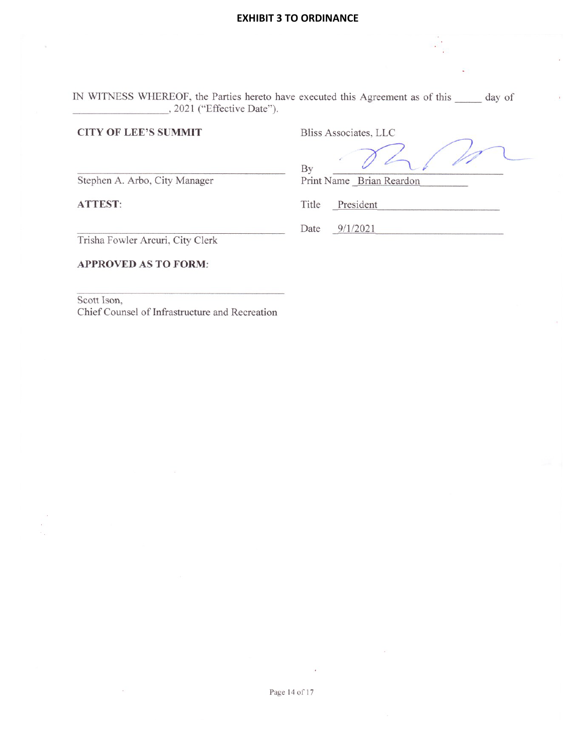**EXHIBIT 3 TO ORDINANCE**

IN WITNESS WHEREOF, the Parties hereto have executed this Agreement as of this _____ day of _________________, 2021 ("Effective Date").

**CITY OF LEE'S SUMMIT**

_______________________________________
Stephen A. Arbo, City Manager

**ATTEST:**

_______________________________________
Trisha Fowler Arcuri, City Clerk

**APPROVED AS TO FORM:**

_______________________________________
Scott Ison,
Chief Counsel of Infrastructure and Recreation

Bliss Associates, LLC

By _______________________________

Print Name Brian Reardon

Title President

Date 9/1/2021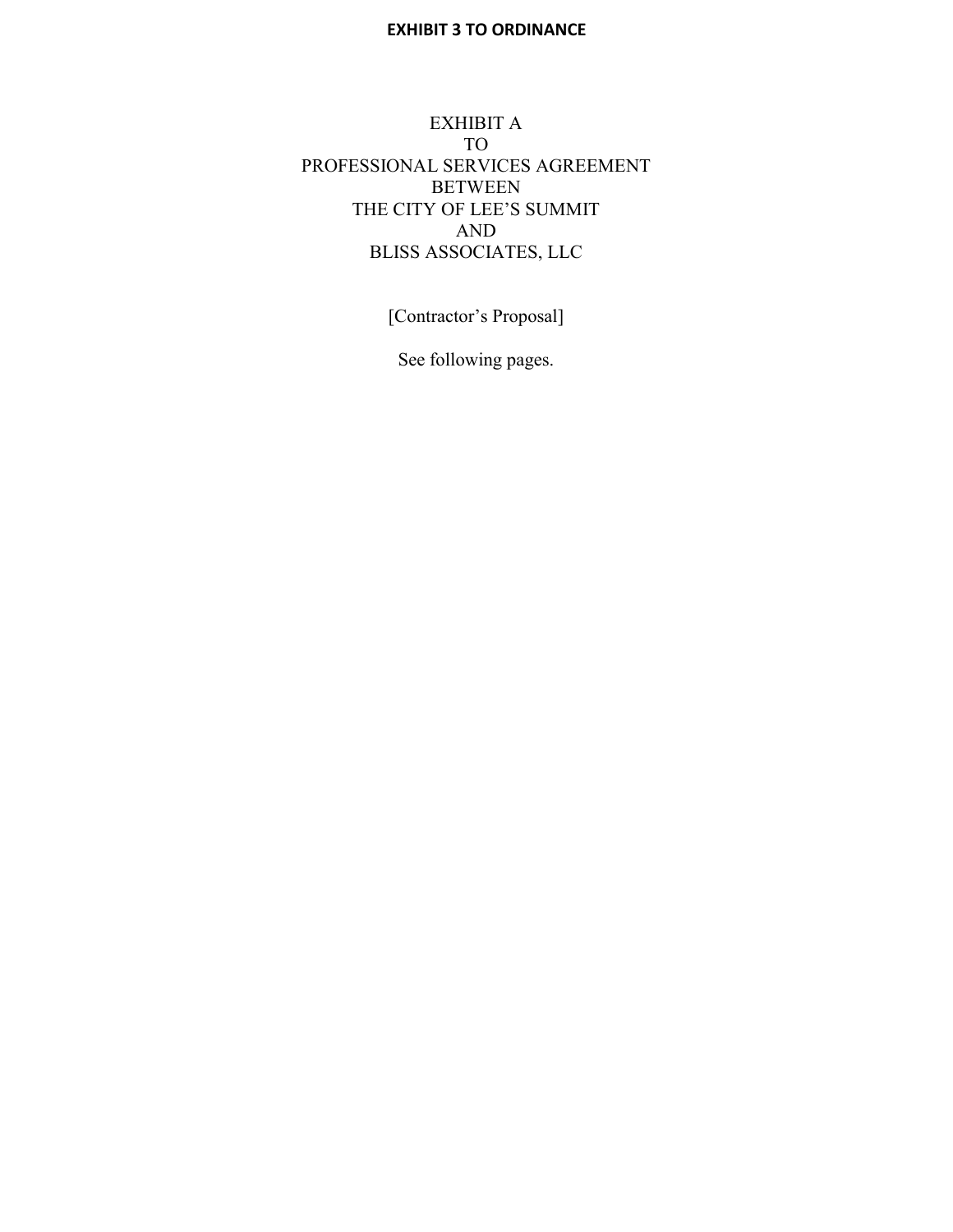**EXHIBIT 3 TO ORDINANCE**

EXHIBIT A
TO
PROFESSIONAL SERVICES AGREEMENT
BETWEEN
THE CITY OF LEE'S SUMMIT
AND
BLISS ASSOCIATES, LLC

[Contractor's Proposal]

See following pages.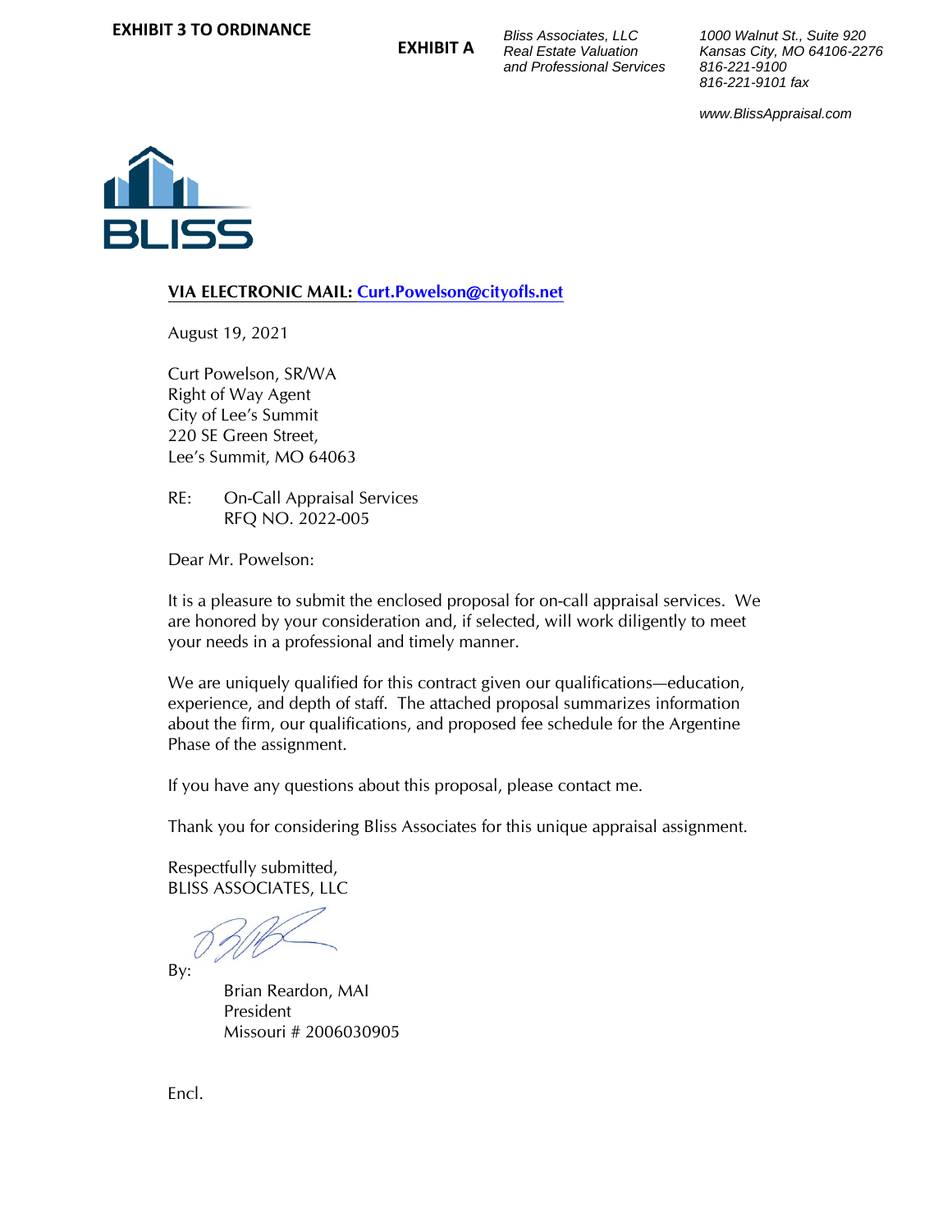**EXHIBIT 3 TO ORDINANCE**

**EXHIBIT A**

*Bliss Associates, LLC*
*Real Estate Valuation*
*and Professional Services*

*1000 Walnut St., Suite 920*
*Kansas City, MO 64106-2276*
*816-221-9100*
*816-221-9101 fax*

*www.BlissAppraisal.com*

BLISS

**VIA ELECTRONIC MAIL: Curt.Powelson@cityofls.net**

August 19, 2021

Curt Powelson, SR/WA
Right of Way Agent
City of Lee's Summit
220 SE Green Street,
Lee's Summit, MO 64063

RE: On-Call Appraisal Services
RFQ NO. 2022-005

Dear Mr. Powelson:

It is a pleasure to submit the enclosed proposal for on-call appraisal services. We are honored by your consideration and, if selected, will work diligently to meet your needs in a professional and timely manner.

We are uniquely qualified for this contract given our qualifications—education, experience, and depth of staff. The attached proposal summarizes information about the firm, our qualifications, and proposed fee schedule for the Argentine Phase of the assignment.

If you have any questions about this proposal, please contact me.

Thank you for considering Bliss Associates for this unique appraisal assignment.

Respectfully submitted,
BLISS ASSOCIATES, LLC

By:

Brian Reardon, MAI
President
Missouri # 2006030905

Encl.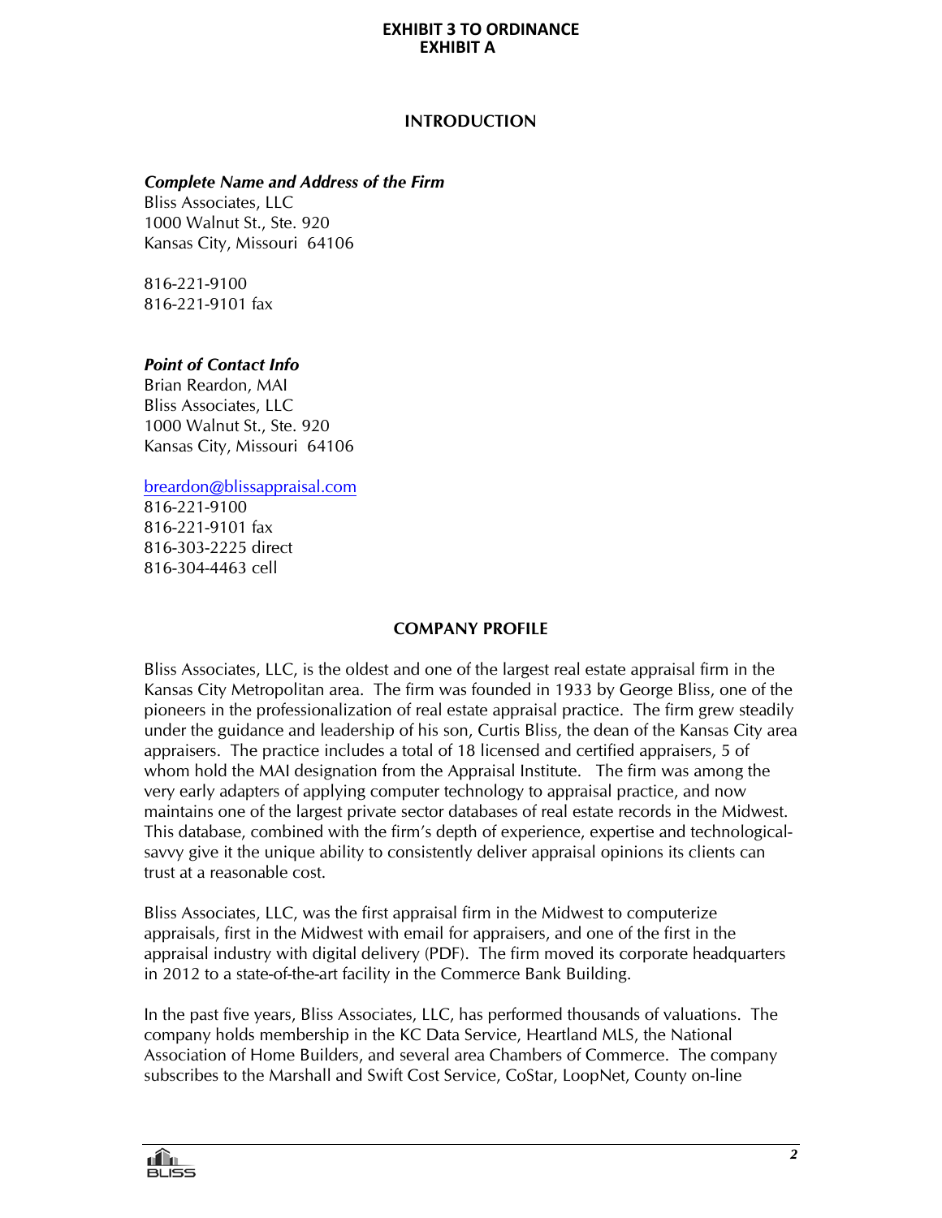**EXHIBIT 3 TO ORDINANCE**
**EXHIBIT A**

## INTRODUCTION

***Complete Name and Address of the Firm***
Bliss Associates, LLC
1000 Walnut St., Ste. 920
Kansas City, Missouri 64106

816-221-9100
816-221-9101 fax

***Point of Contact Info***
Brian Reardon, MAI
Bliss Associates, LLC
1000 Walnut St., Ste. 920
Kansas City, Missouri 64106

breardon@blissappraisal.com
816-221-9100
816-221-9101 fax
816-303-2225 direct
816-304-4463 cell

## COMPANY PROFILE

Bliss Associates, LLC, is the oldest and one of the largest real estate appraisal firm in the Kansas City Metropolitan area. The firm was founded in 1933 by George Bliss, one of the pioneers in the professionalization of real estate appraisal practice. The firm grew steadily under the guidance and leadership of his son, Curtis Bliss, the dean of the Kansas City area appraisers. The practice includes a total of 18 licensed and certified appraisers, 5 of whom hold the MAI designation from the Appraisal Institute. The firm was among the very early adapters of applying computer technology to appraisal practice, and now maintains one of the largest private sector databases of real estate records in the Midwest. This database, combined with the firm's depth of experience, expertise and technological-savvy give it the unique ability to consistently deliver appraisal opinions its clients can trust at a reasonable cost.

Bliss Associates, LLC, was the first appraisal firm in the Midwest to computerize appraisals, first in the Midwest with email for appraisers, and one of the first in the appraisal industry with digital delivery (PDF). The firm moved its corporate headquarters in 2012 to a state-of-the-art facility in the Commerce Bank Building.

In the past five years, Bliss Associates, LLC, has performed thousands of valuations. The company holds membership in the KC Data Service, Heartland MLS, the National Association of Home Builders, and several area Chambers of Commerce. The company subscribes to the Marshall and Swift Cost Service, CoStar, LoopNet, County on-line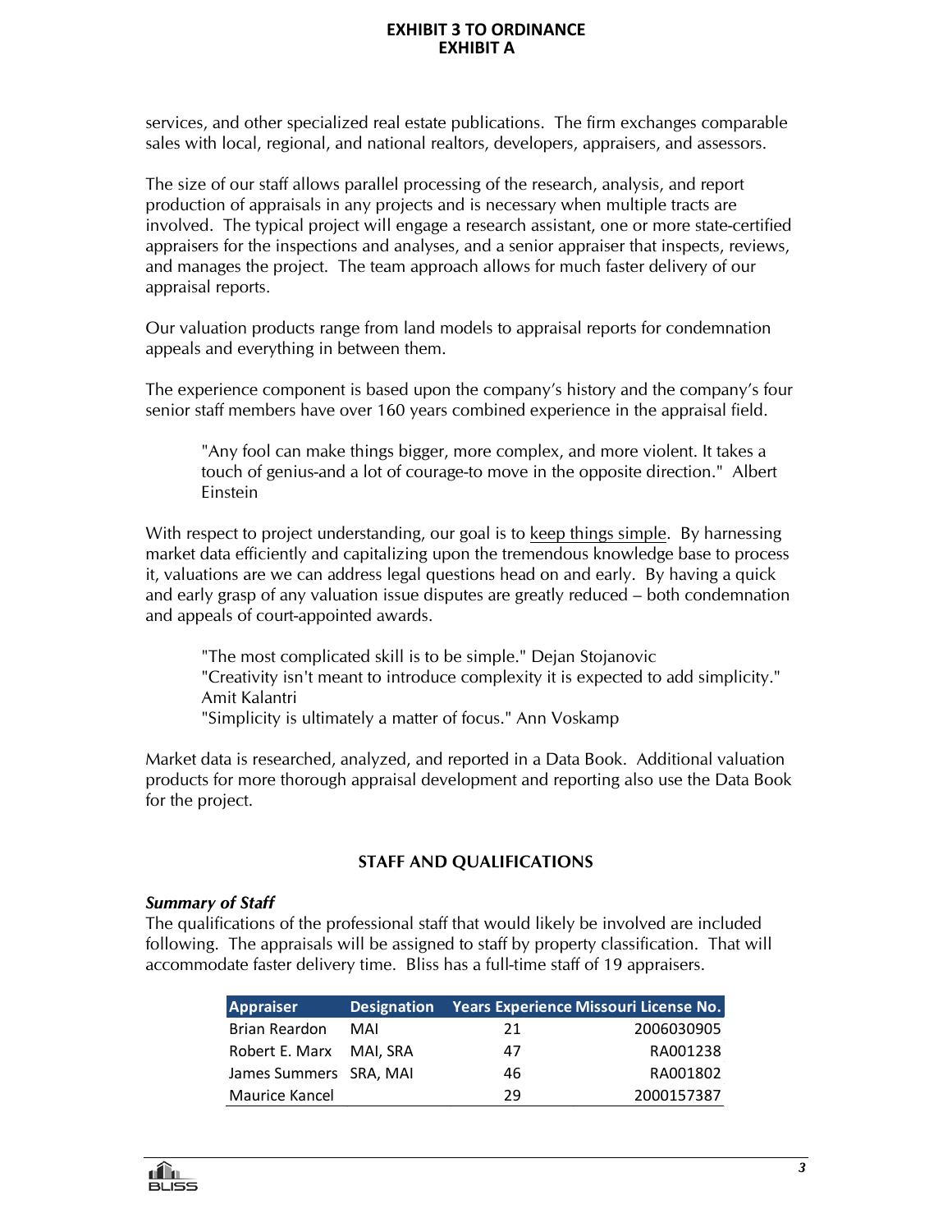services, and other specialized real estate publications. The firm exchanges comparable sales with local, regional, and national realtors, developers, appraisers, and assessors.

The size of our staff allows parallel processing of the research, analysis, and report production of appraisals in any projects and is necessary when multiple tracts are involved. The typical project will engage a research assistant, one or more state-certified appraisers for the inspections and analyses, and a senior appraiser that inspects, reviews, and manages the project. The team approach allows for much faster delivery of our appraisal reports.

Our valuation products range from land models to appraisal reports for condemnation appeals and everything in between them.

The experience component is based upon the company's history and the company's four senior staff members have over 160 years combined experience in the appraisal field.

> "Any fool can make things bigger, more complex, and more violent. It takes a touch of genius-and a lot of courage-to move in the opposite direction." Albert Einstein

With respect to project understanding, our goal is to keep things simple. By harnessing market data efficiently and capitalizing upon the tremendous knowledge base to process it, valuations are we can address legal questions head on and early. By having a quick and early grasp of any valuation issue disputes are greatly reduced – both condemnation and appeals of court-appointed awards.

> "The most complicated skill is to be simple." Dejan Stojanovic
> "Creativity isn't meant to introduce complexity it is expected to add simplicity." Amit Kalantri
> "Simplicity is ultimately a matter of focus." Ann Voskamp

Market data is researched, analyzed, and reported in a Data Book. Additional valuation products for more thorough appraisal development and reporting also use the Data Book for the project.

## STAFF AND QUALIFICATIONS

***Summary of Staff***

The qualifications of the professional staff that would likely be involved are included following. The appraisals will be assigned to staff by property classification. That will accommodate faster delivery time. Bliss has a full-time staff of 19 appraisers.

| Appraiser | Designation | Years Experience | Missouri License No. |
|---|---|---|---|
| Brian Reardon | MAI | 21 | 2006030905 |
| Robert E. Marx | MAI, SRA | 47 | RA001238 |
| James Summers | SRA, MAI | 46 | RA001802 |
| Maurice Kancel | | 29 | 2000157387 |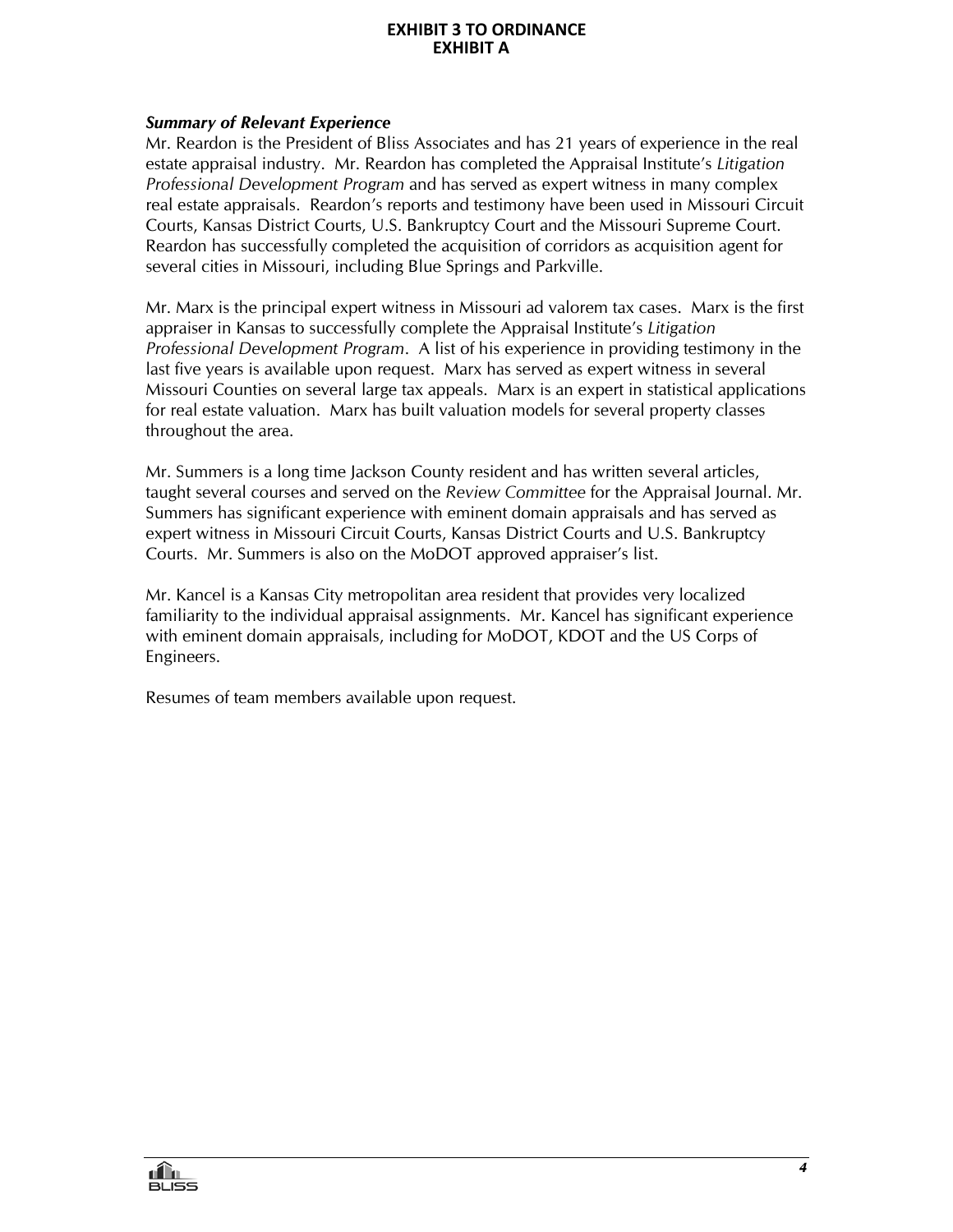**EXHIBIT 3 TO ORDINANCE**
**EXHIBIT A**

***Summary of Relevant Experience***

Mr. Reardon is the President of Bliss Associates and has 21 years of experience in the real estate appraisal industry. Mr. Reardon has completed the Appraisal Institute's *Litigation Professional Development Program* and has served as expert witness in many complex real estate appraisals. Reardon's reports and testimony have been used in Missouri Circuit Courts, Kansas District Courts, U.S. Bankruptcy Court and the Missouri Supreme Court. Reardon has successfully completed the acquisition of corridors as acquisition agent for several cities in Missouri, including Blue Springs and Parkville.

Mr. Marx is the principal expert witness in Missouri ad valorem tax cases. Marx is the first appraiser in Kansas to successfully complete the Appraisal Institute's *Litigation Professional Development Program*. A list of his experience in providing testimony in the last five years is available upon request. Marx has served as expert witness in several Missouri Counties on several large tax appeals. Marx is an expert in statistical applications for real estate valuation. Marx has built valuation models for several property classes throughout the area.

Mr. Summers is a long time Jackson County resident and has written several articles, taught several courses and served on the *Review Committee* for the Appraisal Journal. Mr. Summers has significant experience with eminent domain appraisals and has served as expert witness in Missouri Circuit Courts, Kansas District Courts and U.S. Bankruptcy Courts. Mr. Summers is also on the MoDOT approved appraiser's list.

Mr. Kancel is a Kansas City metropolitan area resident that provides very localized familiarity to the individual appraisal assignments. Mr. Kancel has significant experience with eminent domain appraisals, including for MoDOT, KDOT and the US Corps of Engineers.

Resumes of team members available upon request.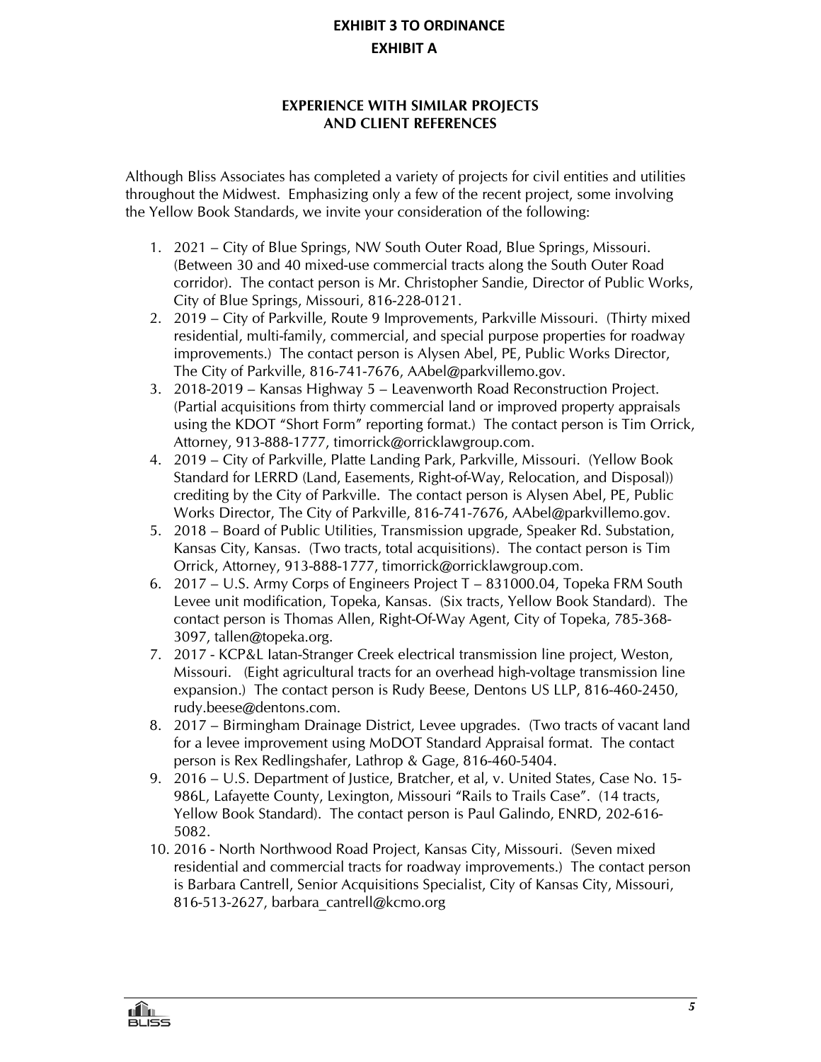**EXHIBIT 3 TO ORDINANCE**

**EXHIBIT A**

**EXPERIENCE WITH SIMILAR PROJECTS AND CLIENT REFERENCES**

Although Bliss Associates has completed a variety of projects for civil entities and utilities throughout the Midwest. Emphasizing only a few of the recent project, some involving the Yellow Book Standards, we invite your consideration of the following:

1. 2021 – City of Blue Springs, NW South Outer Road, Blue Springs, Missouri. (Between 30 and 40 mixed-use commercial tracts along the South Outer Road corridor). The contact person is Mr. Christopher Sandie, Director of Public Works, City of Blue Springs, Missouri, 816-228-0121.
2. 2019 – City of Parkville, Route 9 Improvements, Parkville Missouri. (Thirty mixed residential, multi-family, commercial, and special purpose properties for roadway improvements.) The contact person is Alysen Abel, PE, Public Works Director, The City of Parkville, 816-741-7676, AAbel@parkvillemo.gov.
3. 2018-2019 – Kansas Highway 5 – Leavenworth Road Reconstruction Project. (Partial acquisitions from thirty commercial land or improved property appraisals using the KDOT "Short Form" reporting format.) The contact person is Tim Orrick, Attorney, 913-888-1777, timorrick@orricklawgroup.com.
4. 2019 – City of Parkville, Platte Landing Park, Parkville, Missouri. (Yellow Book Standard for LERRD (Land, Easements, Right-of-Way, Relocation, and Disposal)) crediting by the City of Parkville. The contact person is Alysen Abel, PE, Public Works Director, The City of Parkville, 816-741-7676, AAbel@parkvillemo.gov.
5. 2018 – Board of Public Utilities, Transmission upgrade, Speaker Rd. Substation, Kansas City, Kansas. (Two tracts, total acquisitions). The contact person is Tim Orrick, Attorney, 913-888-1777, timorrick@orricklawgroup.com.
6. 2017 – U.S. Army Corps of Engineers Project T – 831000.04, Topeka FRM South Levee unit modification, Topeka, Kansas. (Six tracts, Yellow Book Standard). The contact person is Thomas Allen, Right-Of-Way Agent, City of Topeka, 785-368-3097, tallen@topeka.org.
7. 2017 - KCP&L Iatan-Stranger Creek electrical transmission line project, Weston, Missouri. (Eight agricultural tracts for an overhead high-voltage transmission line expansion.) The contact person is Rudy Beese, Dentons US LLP, 816-460-2450, rudy.beese@dentons.com.
8. 2017 – Birmingham Drainage District, Levee upgrades. (Two tracts of vacant land for a levee improvement using MoDOT Standard Appraisal format. The contact person is Rex Redlingshafer, Lathrop & Gage, 816-460-5404.
9. 2016 – U.S. Department of Justice, Bratcher, et al, v. United States, Case No. 15-986L, Lafayette County, Lexington, Missouri "Rails to Trails Case". (14 tracts, Yellow Book Standard). The contact person is Paul Galindo, ENRD, 202-616-5082.
10. 2016 - North Northwood Road Project, Kansas City, Missouri. (Seven mixed residential and commercial tracts for roadway improvements.) The contact person is Barbara Cantrell, Senior Acquisitions Specialist, City of Kansas City, Missouri, 816-513-2627, barbara_cantrell@kcmo.org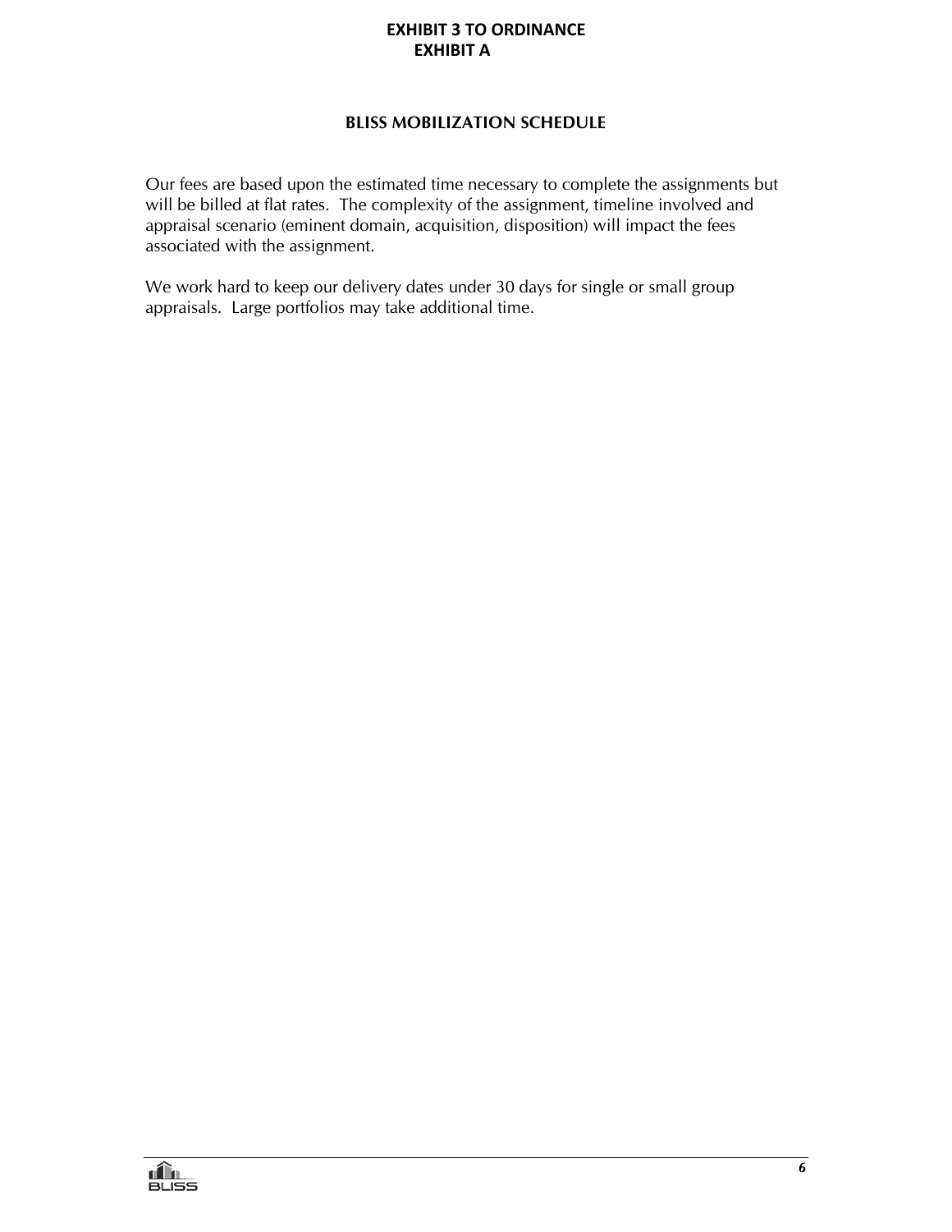**EXHIBIT 3 TO ORDINANCE**
**EXHIBIT A**

## BLISS MOBILIZATION SCHEDULE

Our fees are based upon the estimated time necessary to complete the assignments but will be billed at flat rates. The complexity of the assignment, timeline involved and appraisal scenario (eminent domain, acquisition, disposition) will impact the fees associated with the assignment.

We work hard to keep our delivery dates under 30 days for single or small group appraisals. Large portfolios may take additional time.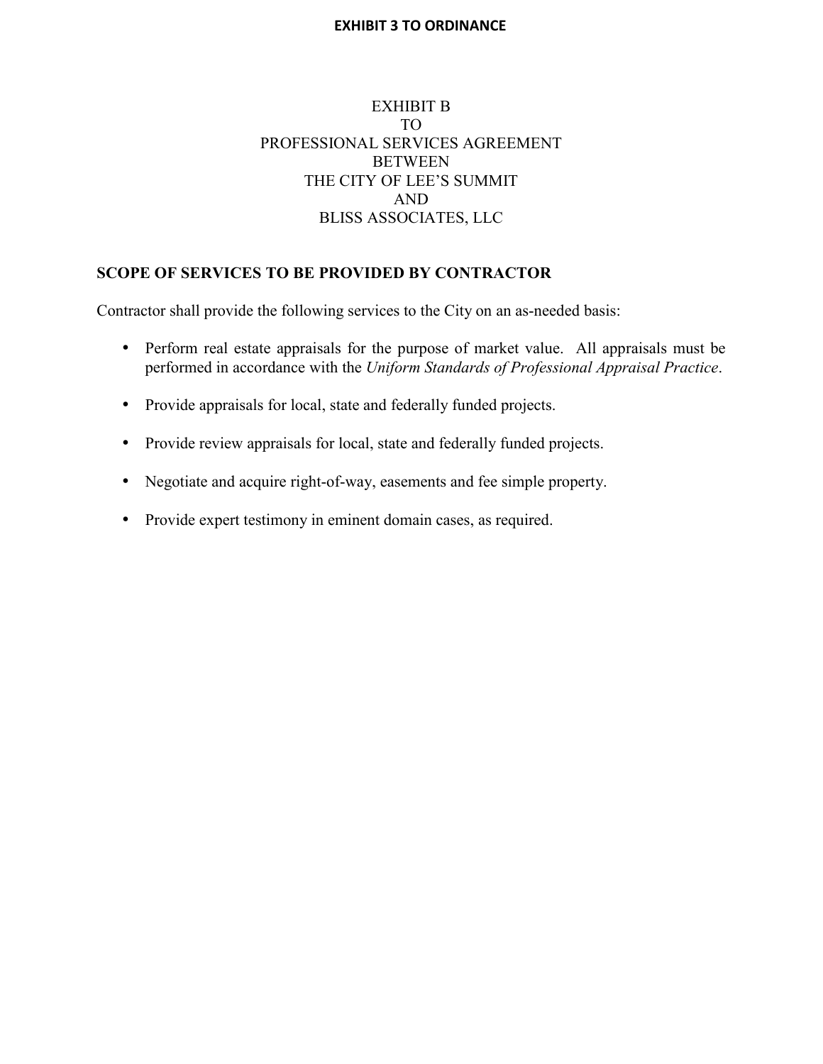**EXHIBIT 3 TO ORDINANCE**

EXHIBIT B
TO
PROFESSIONAL SERVICES AGREEMENT
BETWEEN
THE CITY OF LEE'S SUMMIT
AND
BLISS ASSOCIATES, LLC

## SCOPE OF SERVICES TO BE PROVIDED BY CONTRACTOR

Contractor shall provide the following services to the City on an as-needed basis:

- Perform real estate appraisals for the purpose of market value. All appraisals must be performed in accordance with the *Uniform Standards of Professional Appraisal Practice*.
- Provide appraisals for local, state and federally funded projects.
- Provide review appraisals for local, state and federally funded projects.
- Negotiate and acquire right-of-way, easements and fee simple property.
- Provide expert testimony in eminent domain cases, as required.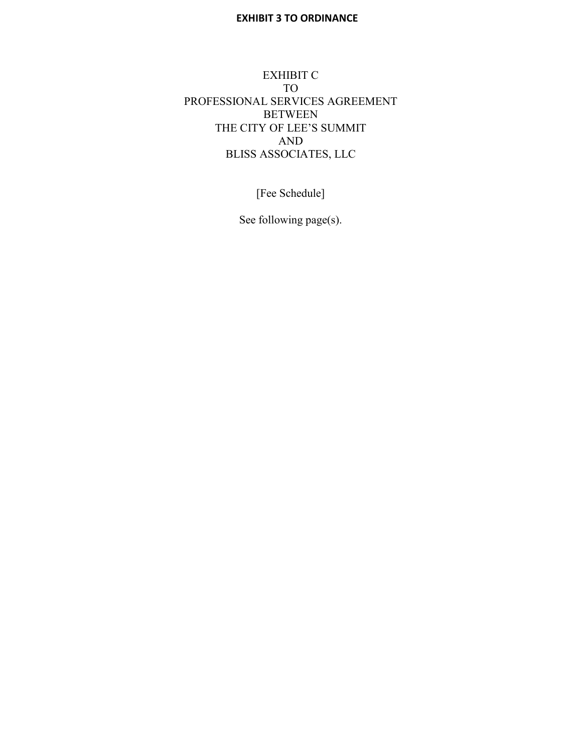**EXHIBIT 3 TO ORDINANCE**

EXHIBIT C
TO
PROFESSIONAL SERVICES AGREEMENT
BETWEEN
THE CITY OF LEE'S SUMMIT
AND
BLISS ASSOCIATES, LLC

[Fee Schedule]

See following page(s).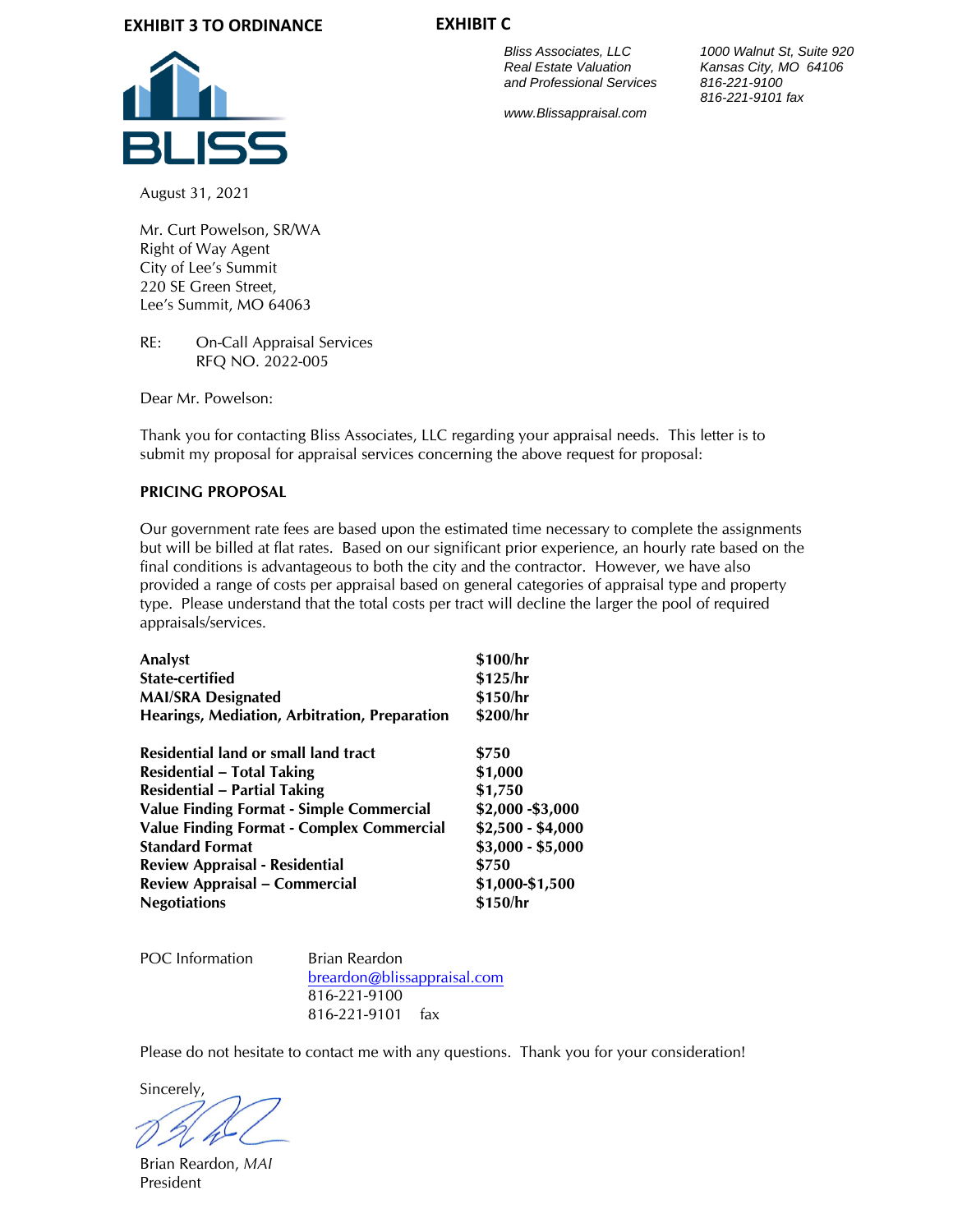**EXHIBIT 3 TO ORDINANCE** **EXHIBIT C**

BLISS

*Bliss Associates, LLC*
*Real Estate Valuation*
*and Professional Services*

*www.Blissappraisal.com*

*1000 Walnut St, Suite 920*
*Kansas City, MO 64106*
*816-221-9100*
*816-221-9101 fax*

August 31, 2021

Mr. Curt Powelson, SR/WA
Right of Way Agent
City of Lee's Summit
220 SE Green Street,
Lee's Summit, MO 64063

RE: On-Call Appraisal Services
RFQ NO. 2022-005

Dear Mr. Powelson:

Thank you for contacting Bliss Associates, LLC regarding your appraisal needs. This letter is to submit my proposal for appraisal services concerning the above request for proposal:

**PRICING PROPOSAL**

Our government rate fees are based upon the estimated time necessary to complete the assignments but will be billed at flat rates. Based on our significant prior experience, an hourly rate based on the final conditions is advantageous to both the city and the contractor. However, we have also provided a range of costs per appraisal based on general categories of appraisal type and property type. Please understand that the total costs per tract will decline the larger the pool of required appraisals/services.

| | |
|---|---|
| **Analyst** | **$100/hr** |
| **State-certified** | **$125/hr** |
| **MAI/SRA Designated** | **$150/hr** |
| **Hearings, Mediation, Arbitration, Preparation** | **$200/hr** |

| | |
|---|---|
| **Residential land or small land tract** | **$750** |
| **Residential – Total Taking** | **$1,000** |
| **Residential – Partial Taking** | **$1,750** |
| **Value Finding Format - Simple Commercial** | **$2,000 -$3,000** |
| **Value Finding Format - Complex Commercial** | **$2,500 - $4,000** |
| **Standard Format** | **$3,000 - $5,000** |
| **Review Appraisal - Residential** | **$750** |
| **Review Appraisal – Commercial** | **$1,000-$1,500** |
| **Negotiations** | **$150/hr** |

POC Information
Brian Reardon
breardon@blissappraisal.com
816-221-9100
816-221-9101 fax

Please do not hesitate to contact me with any questions. Thank you for your consideration!

Sincerely,

Brian Reardon, *MAI*
President